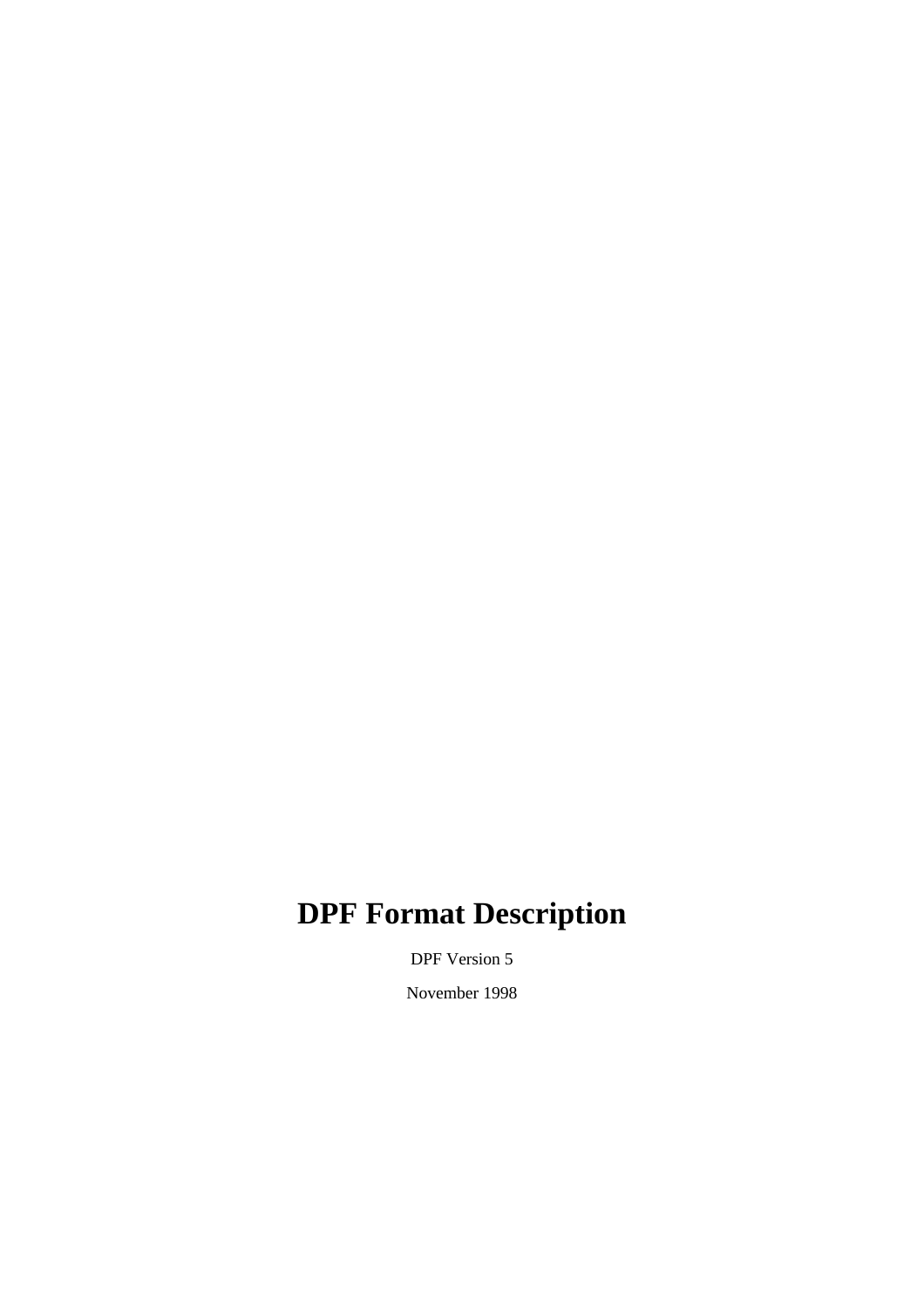# DPF Format Description

DPF Version 5

November 1998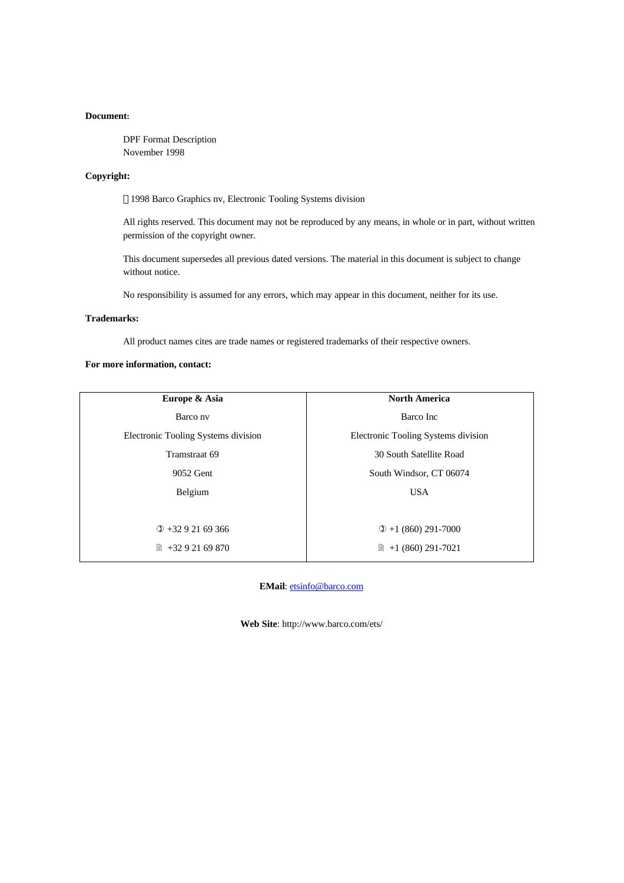**Document:**

DPF Format Description
November 1998

**Copyright:**

© 1998 Barco Graphics nv, Electronic Tooling Systems division

All rights reserved. This document may not be reproduced by any means, in whole or in part, without written permission of the copyright owner.

This document supersedes all previous dated versions. The material in this document is subject to change without notice.

No responsibility is assumed for any errors, which may appear in this document, neither for its use.

**Trademarks:**

All product names cites are trade names or registered trademarks of their respective owners.

**For more information, contact:**

| **Europe & Asia** | **North America** |
| --- | --- |
| Barco nv | Barco Inc |
| Electronic Tooling Systems division | Electronic Tooling Systems division |
| Tramstraat 69 | 30 South Satellite Road |
| 9052 Gent | South Windsor, CT 06074 |
| Belgium | USA |
| ✆ +32 9 21 69 366 | ✆ +1 (860) 291-7000 |
| 🖷 +32 9 21 69 870 | 🖷 +1 (860) 291-7021 |

**EMail**: etsinfo@barco.com

**Web Site**: http://www.barco.com/ets/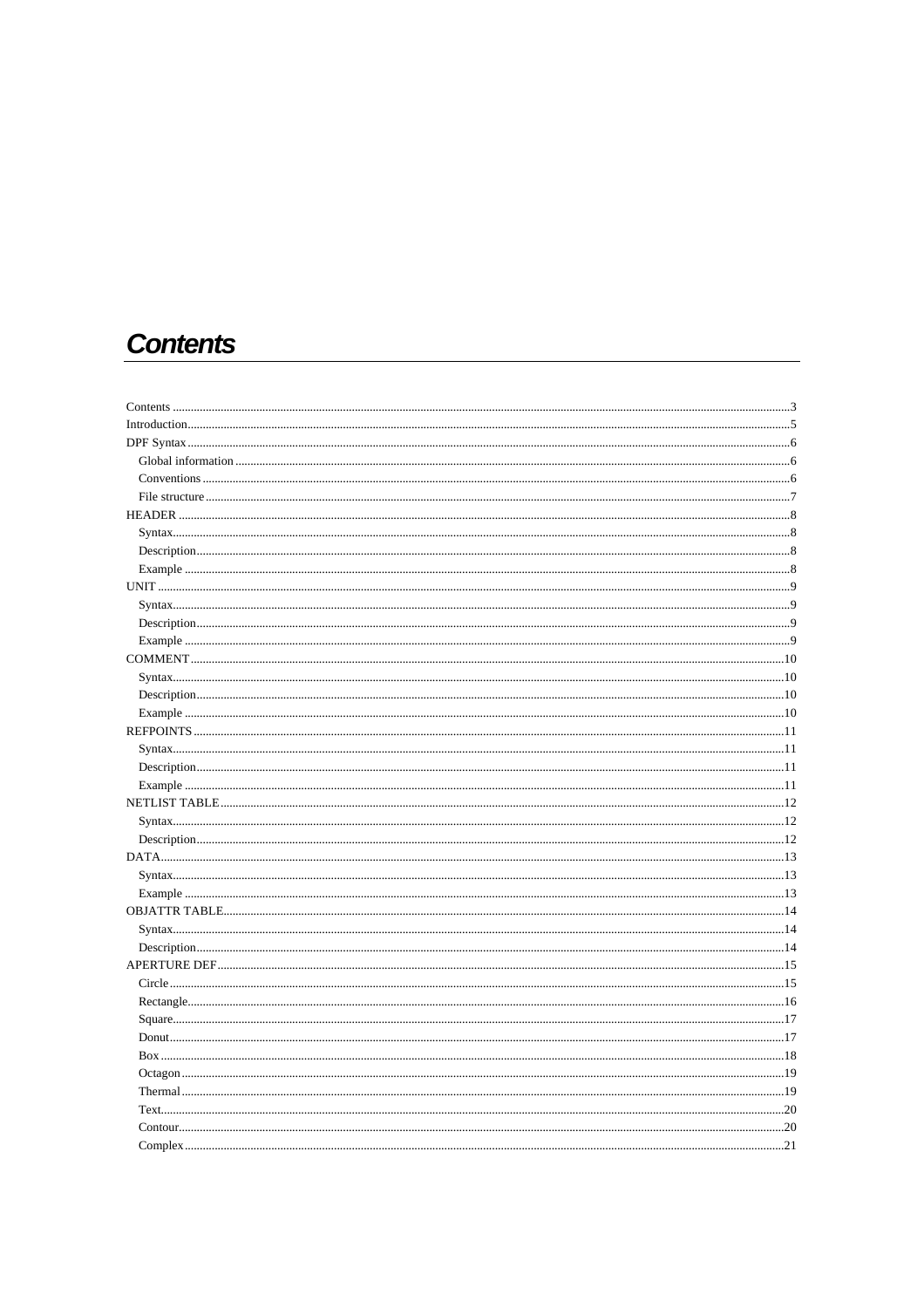# Contents

- Contents ....................................................................................................3
- Introduction................................................................................................5
- DPF Syntax..................................................................................................6
  - Global information .................................................................................6
  - Conventions ............................................................................................6
  - File structure ..........................................................................................7
- HEADER .....................................................................................................8
  - Syntax......................................................................................................8
  - Description..............................................................................................8
  - Example ..................................................................................................8
- UNIT ..........................................................................................................9
  - Syntax......................................................................................................9
  - Description..............................................................................................9
  - Example ..................................................................................................9
- COMMENT................................................................................................10
  - Syntax....................................................................................................10
  - Description............................................................................................10
  - Example ................................................................................................10
- REFPOINTS ..............................................................................................11
  - Syntax....................................................................................................11
  - Description............................................................................................11
  - Example ................................................................................................11
- NETLIST TABLE ......................................................................................12
  - Syntax....................................................................................................12
  - Description............................................................................................12
- DATA........................................................................................................13
  - Syntax....................................................................................................13
  - Example ................................................................................................13
- OBJATTR TABLE.....................................................................................14
  - Syntax....................................................................................................14
  - Description............................................................................................14
- APERTURE DEF.......................................................................................15
  - Circle ....................................................................................................15
  - Rectangle...............................................................................................16
  - Square....................................................................................................17
  - Donut.....................................................................................................17
  - Box .......................................................................................................18
  - Octagon .................................................................................................19
  - Thermal .................................................................................................19
  - Text.......................................................................................................20
  - Contour..................................................................................................20
  - Complex ................................................................................................21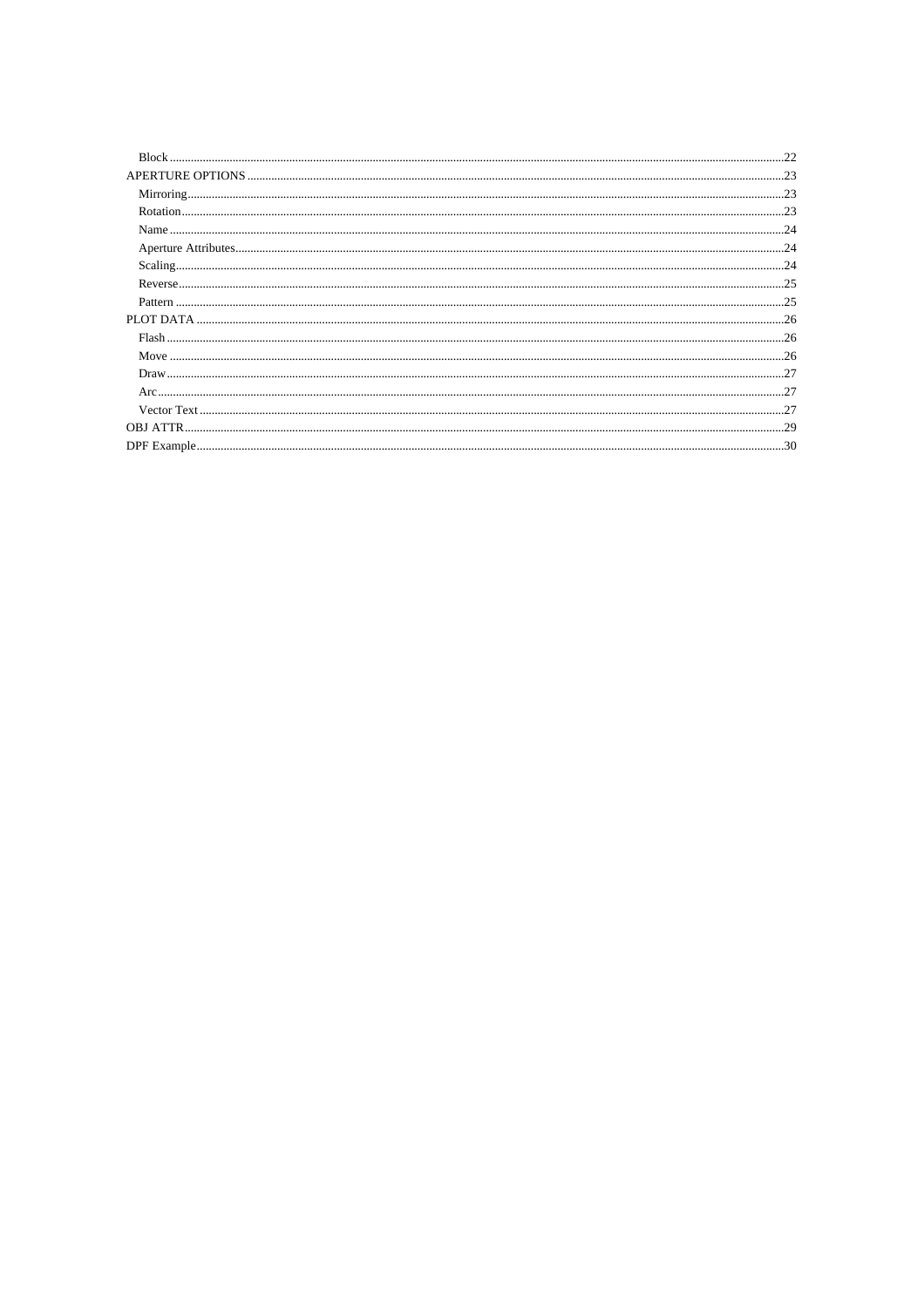- Block ....................................................................................................................................................................................22
- APERTURE OPTIONS ..................................................................................................................................................................23
  - Mirroring......................................................................................................................................................................23
  - Rotation........................................................................................................................................................................23
  - Name ............................................................................................................................................................................24
  - Aperture Attributes........................................................................................................................................................24
  - Scaling...........................................................................................................................................................................24
  - Reverse..........................................................................................................................................................................25
  - Pattern ..........................................................................................................................................................................25
- PLOT DATA .................................................................................................................................................................................26
  - Flash ............................................................................................................................................................................26
  - Move ............................................................................................................................................................................26
  - Draw.............................................................................................................................................................................27
  - Arc................................................................................................................................................................................27
  - Vector Text ...................................................................................................................................................................27
- OBJ ATTR.....................................................................................................................................................................................29
- DPF Example.................................................................................................................................................................................30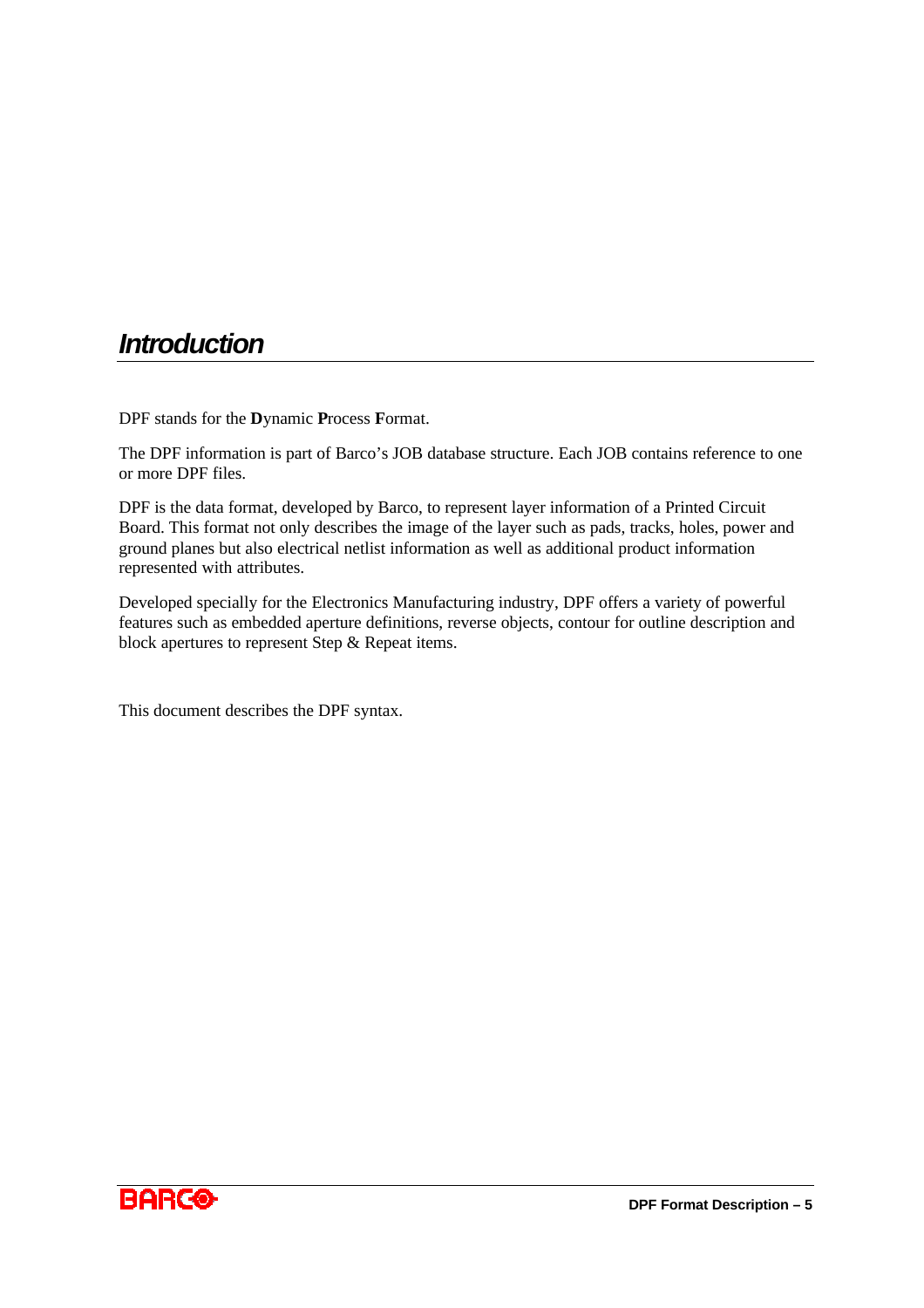# *Introduction*

DPF stands for the **D**ynamic **P**rocess **F**ormat.

The DPF information is part of Barco's JOB database structure. Each JOB contains reference to one or more DPF files.

DPF is the data format, developed by Barco, to represent layer information of a Printed Circuit Board. This format not only describes the image of the layer such as pads, tracks, holes, power and ground planes but also electrical netlist information as well as additional product information represented with attributes.

Developed specially for the Electronics Manufacturing industry, DPF offers a variety of powerful features such as embedded aperture definitions, reverse objects, contour for outline description and block apertures to represent Step & Repeat items.

This document describes the DPF syntax.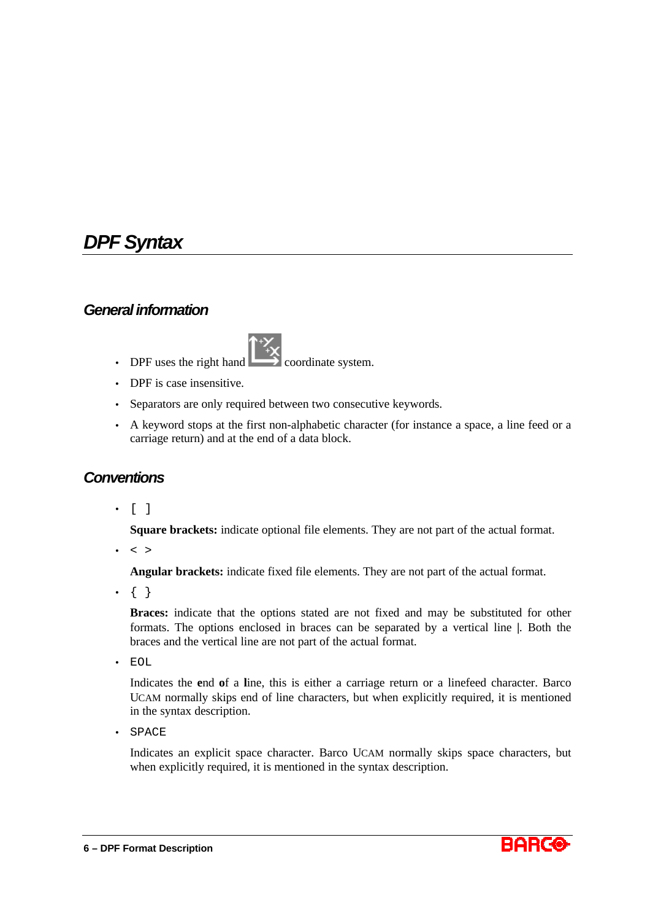# DPF Syntax

## General information

- DPF uses the right hand coordinate system.
- DPF is case insensitive.
- Separators are only required between two consecutive keywords.
- A keyword stops at the first non-alphabetic character (for instance a space, a line feed or a carriage return) and at the end of a data block.

## Conventions

- `[ ]`

  **Square brackets:** indicate optional file elements. They are not part of the actual format.

- `< >`

  **Angular brackets:** indicate fixed file elements. They are not part of the actual format.

- `{ }`

  **Braces:** indicate that the options stated are not fixed and may be substituted for other formats. The options enclosed in braces can be separated by a vertical line |. Both the braces and the vertical line are not part of the actual format.

- `EOL`

  Indicates the **e**nd **o**f a **l**ine, this is either a carriage return or a linefeed character. Barco UCAM normally skips end of line characters, but when explicitly required, it is mentioned in the syntax description.

- `SPACE`

  Indicates an explicit space character. Barco UCAM normally skips space characters, but when explicitly required, it is mentioned in the syntax description.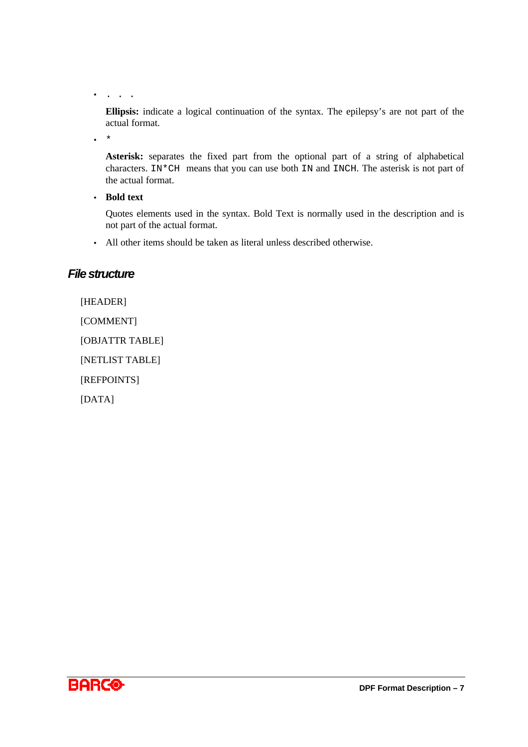- . . .

  **Ellipsis:** indicate a logical continuation of the syntax. The epilepsy's are not part of the actual format.

- *

  **Asterisk:** separates the fixed part from the optional part of a string of alphabetical characters. `IN*CH` means that you can use both `IN` and `INCH`. The asterisk is not part of the actual format.

- **Bold text**

  Quotes elements used in the syntax. Bold Text is normally used in the description and is not part of the actual format.

- All other items should be taken as literal unless described otherwise.

## *File structure*

[HEADER]

[COMMENT]

[OBJATTR TABLE]

[NETLIST TABLE]

[REFPOINTS]

[DATA]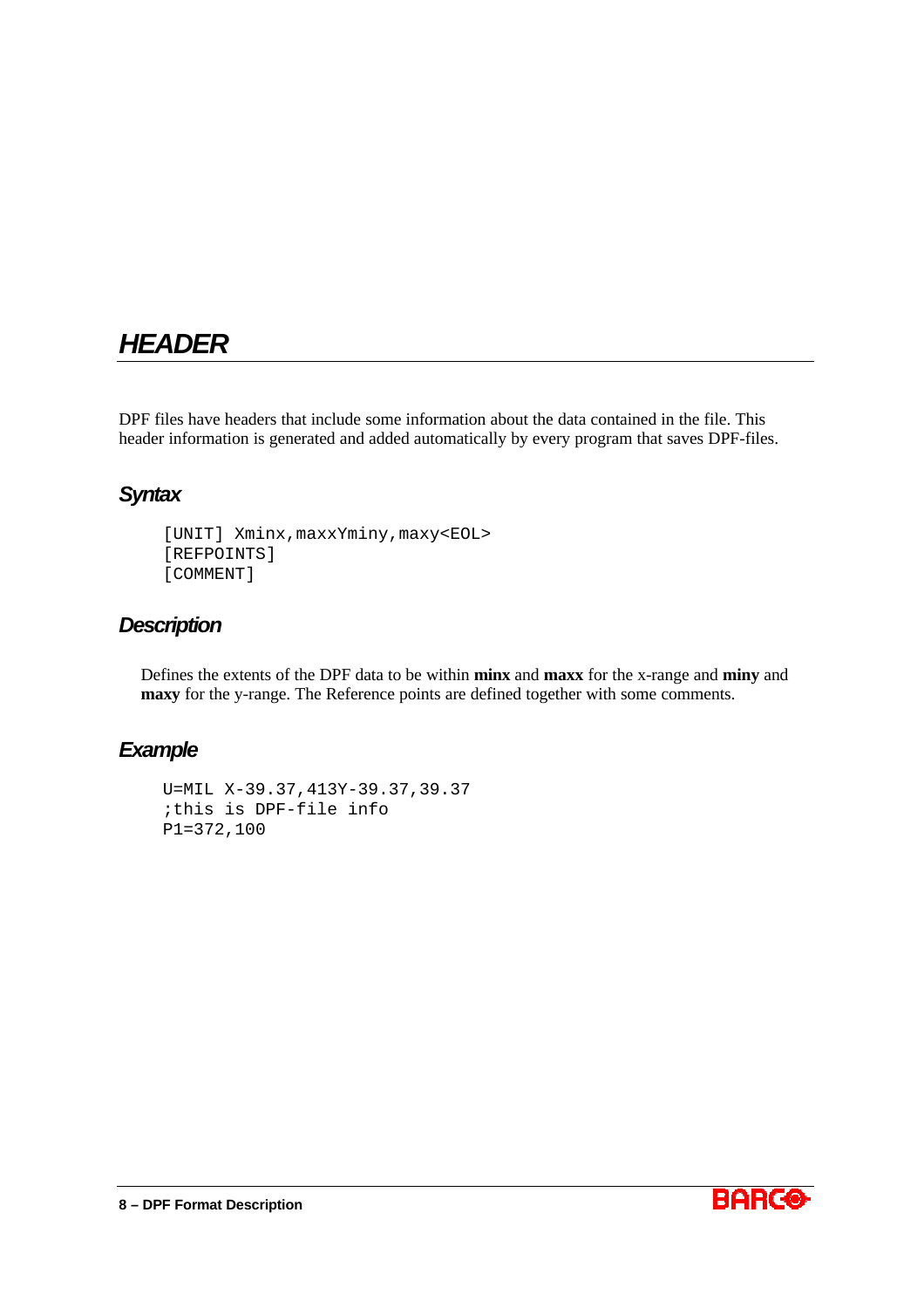# HEADER

DPF files have headers that include some information about the data contained in the file. This header information is generated and added automatically by every program that saves DPF-files.

## Syntax

```
[UNIT] Xminx,maxxYminy,maxy<EOL>
[REFPOINTS]
[COMMENT]
```

## Description

Defines the extents of the DPF data to be within **minx** and **maxx** for the x-range and **miny** and **maxy** for the y-range. The Reference points are defined together with some comments.

## Example

```
U=MIL X-39.37,413Y-39.37,39.37
;this is DPF-file info
P1=372,100
```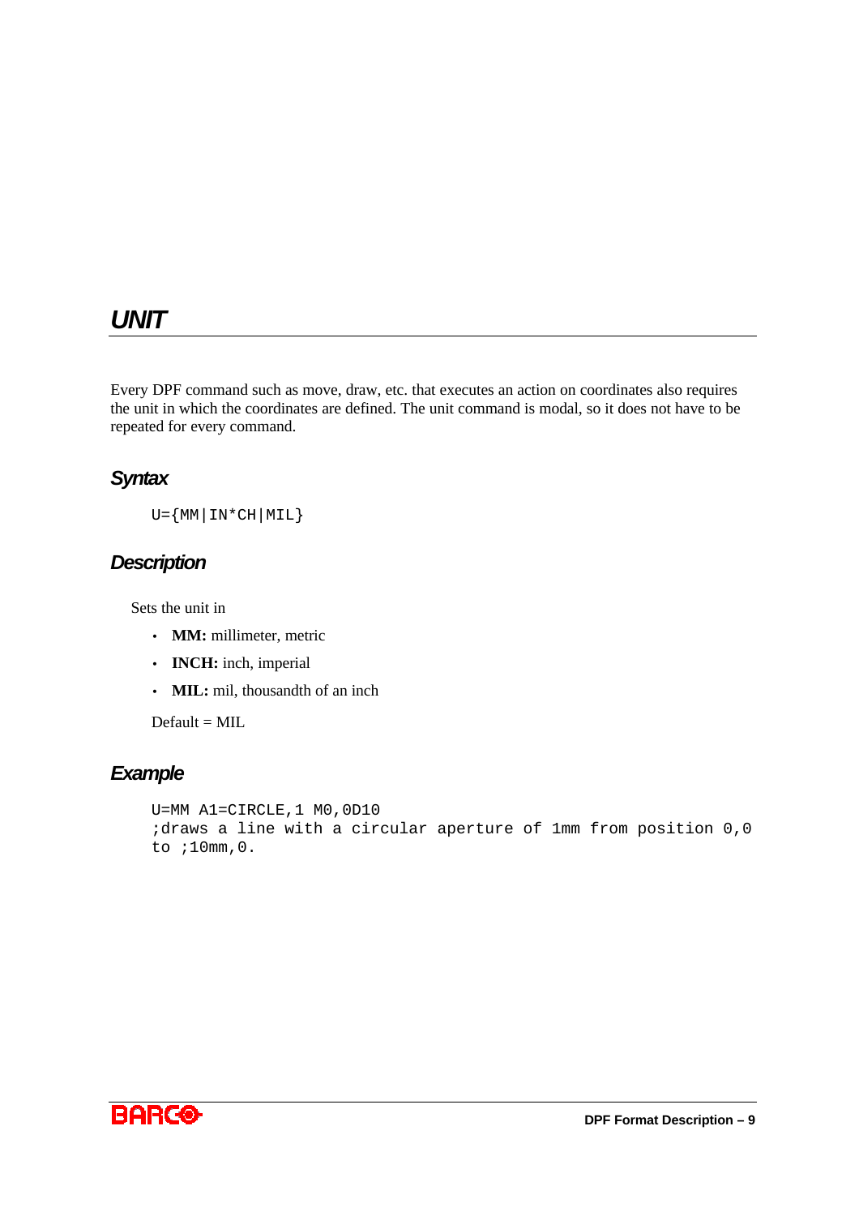# UNIT

Every DPF command such as move, draw, etc. that executes an action on coordinates also requires the unit in which the coordinates are defined. The unit command is modal, so it does not have to be repeated for every command.

## Syntax

```
U={MM|IN*CH|MIL}
```

## Description

Sets the unit in

- **MM:** millimeter, metric
- **INCH:** inch, imperial
- **MIL:** mil, thousandth of an inch

Default = MIL

## Example

```
U=MM A1=CIRCLE,1 M0,0D10
;draws a line with a circular aperture of 1mm from position 0,0
to ;10mm,0.
```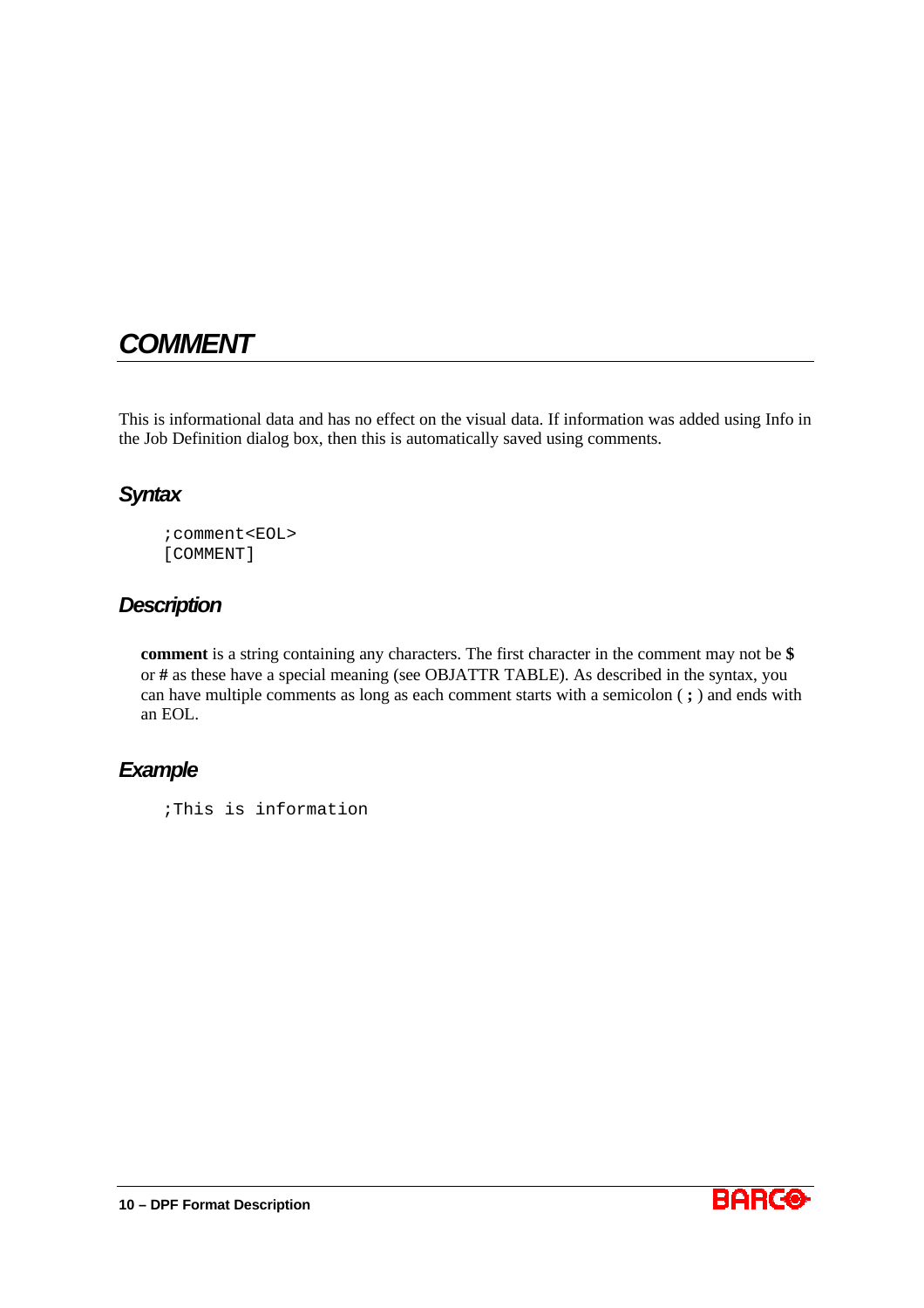# COMMENT

This is informational data and has no effect on the visual data. If information was added using Info in the Job Definition dialog box, then this is automatically saved using comments.

## Syntax

```
;comment<EOL>
[COMMENT]
```

## Description

**comment** is a string containing any characters. The first character in the comment may not be **$** or **#** as these have a special meaning (see OBJATTR TABLE). As described in the syntax, you can have multiple comments as long as each comment starts with a semicolon ( **;** ) and ends with an EOL.

## Example

```
;This is information
```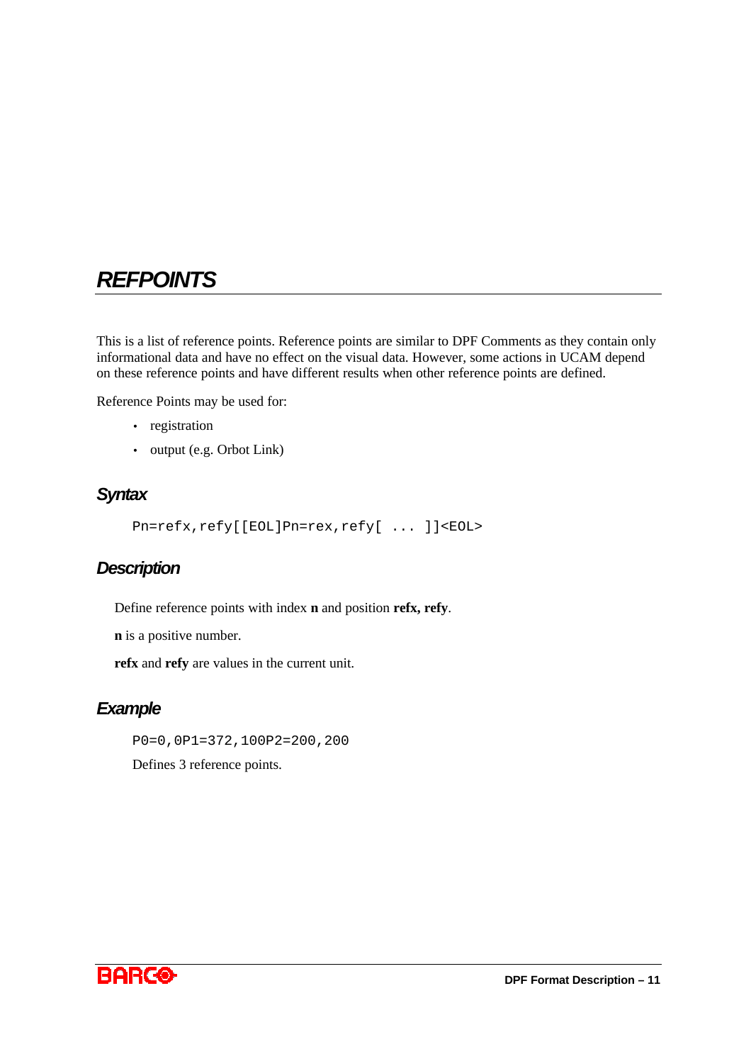# REFPOINTS

This is a list of reference points. Reference points are similar to DPF Comments as they contain only informational data and have no effect on the visual data. However, some actions in UCAM depend on these reference points and have different results when other reference points are defined.

Reference Points may be used for:

- registration
- output (e.g. Orbot Link)

## Syntax

```
Pn=refx,refy[[EOL]Pn=rex,refy[ ... ]]<EOL>
```

## Description

Define reference points with index **n** and position **refx, refy**.

**n** is a positive number.

**refx** and **refy** are values in the current unit.

## Example

```
P0=0,0P1=372,100P2=200,200
```

Defines 3 reference points.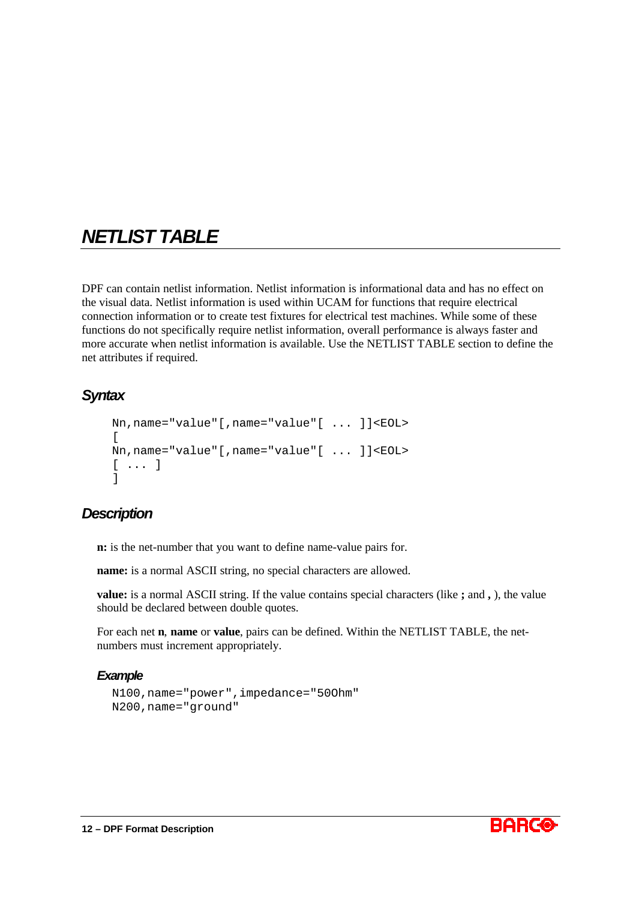# NETLIST TABLE

DPF can contain netlist information. Netlist information is informational data and has no effect on the visual data. Netlist information is used within UCAM for functions that require electrical connection information or to create test fixtures for electrical test machines. While some of these functions do not specifically require netlist information, overall performance is always faster and more accurate when netlist information is available. Use the NETLIST TABLE section to define the net attributes if required.

## Syntax

```
Nn,name="value"[,name="value"[ ... ]]<EOL>
[
Nn,name="value"[,name="value"[ ... ]]<EOL>
[ ... ]
]
```

## Description

**n:** is the net-number that you want to define name-value pairs for.

**name:** is a normal ASCII string, no special characters are allowed.

**value:** is a normal ASCII string. If the value contains special characters (like **;** and **,** ), the value should be declared between double quotes.

For each net **n**, **name** or **value**, pairs can be defined. Within the NETLIST TABLE, the net-numbers must increment appropriately.

### Example

```
N100,name="power",impedance="50Ohm"
N200,name="ground"
```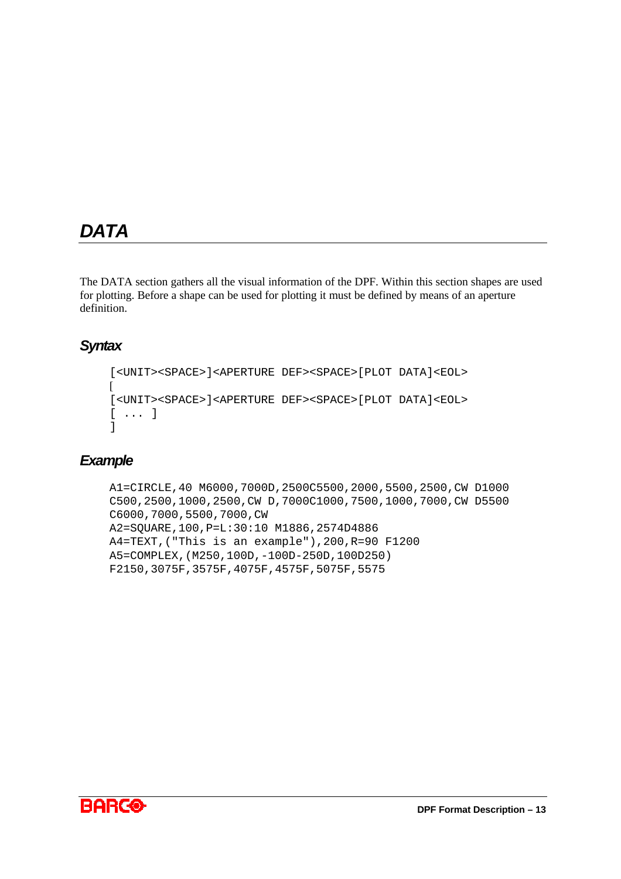# DATA

The DATA section gathers all the visual information of the DPF. Within this section shapes are used for plotting. Before a shape can be used for plotting it must be defined by means of an aperture definition.

## Syntax

```
[<UNIT><SPACE>]<APERTURE DEF><SPACE>[PLOT DATA]<EOL>
[
[<UNIT><SPACE>]<APERTURE DEF><SPACE>[PLOT DATA]<EOL>
[ ... ]
]
```

## Example

```
A1=CIRCLE,40 M6000,7000D,2500C5500,2000,5500,2500,CW D1000
C500,2500,1000,2500,CW D,7000C1000,7500,1000,7000,CW D5500
C6000,7000,5500,7000,CW
A2=SQUARE,100,P=L:30:10 M1886,2574D4886
A4=TEXT,("This is an example"),200,R=90 F1200
A5=COMPLEX,(M250,100D,-100D-250D,100D250)
F2150,3075F,3575F,4075F,4575F,5075F,5575
```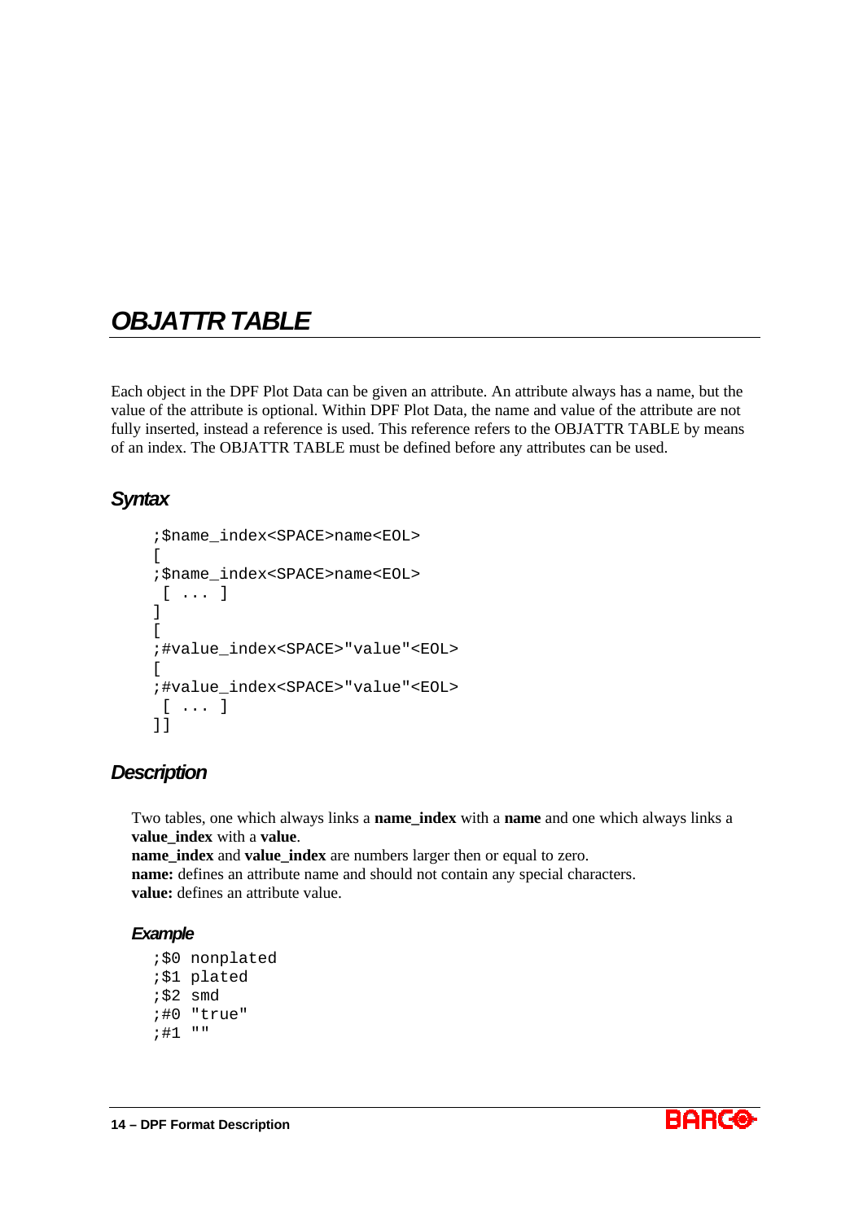# OBJATTR TABLE

Each object in the DPF Plot Data can be given an attribute. An attribute always has a name, but the value of the attribute is optional. Within DPF Plot Data, the name and value of the attribute are not fully inserted, instead a reference is used. This reference refers to the OBJATTR TABLE by means of an index. The OBJATTR TABLE must be defined before any attributes can be used.

## Syntax

```
;$name_index<SPACE>name<EOL>
[
;$name_index<SPACE>name<EOL>
 [ ... ]
]
[
;#value_index<SPACE>"value"<EOL>
[
;#value_index<SPACE>"value"<EOL>
 [ ... ]
]]
```

## Description

Two tables, one which always links a **name_index** with a **name** and one which always links a **value_index** with a **value**.
**name_index** and **value_index** are numbers larger then or equal to zero.
**name:** defines an attribute name and should not contain any special characters.
**value:** defines an attribute value.

### Example

```
;$0 nonplated
;$1 plated
;$2 smd
;#0 "true"
;#1 ""
```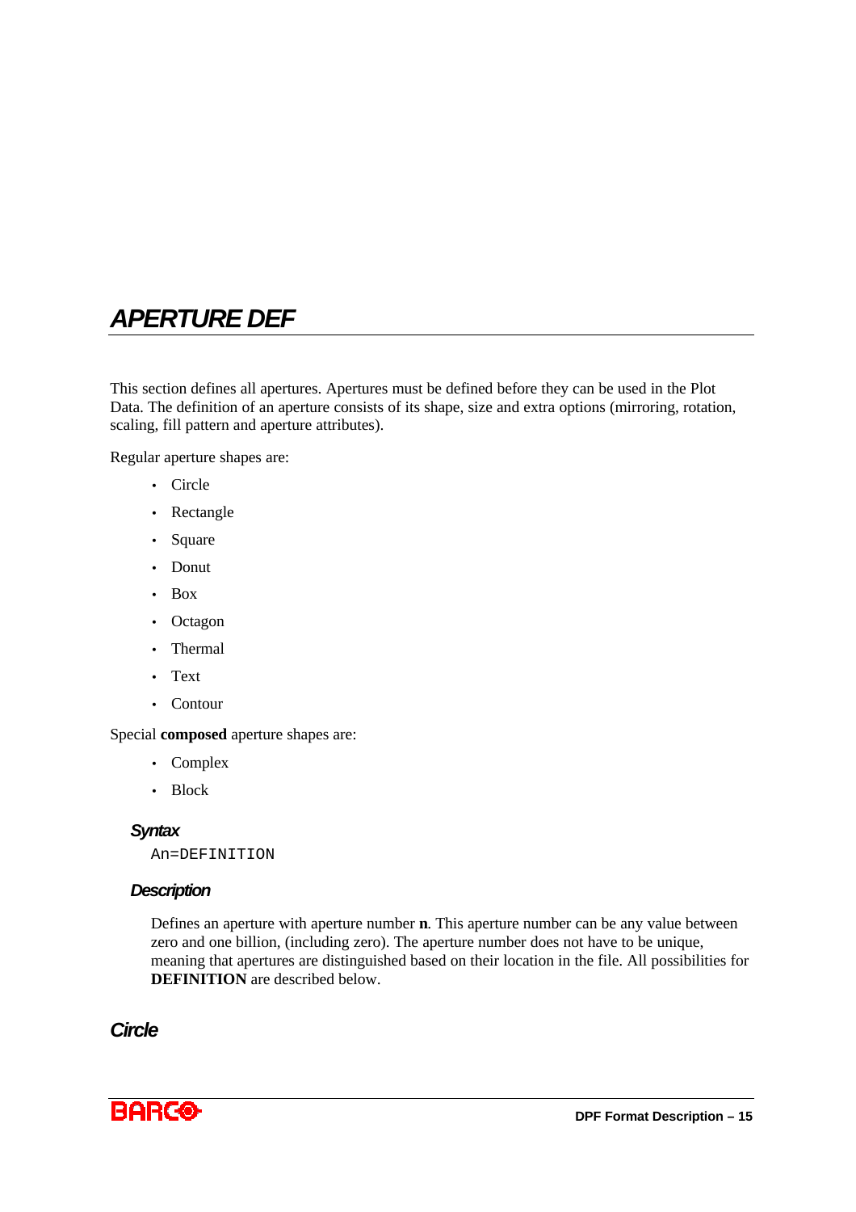# APERTURE DEF

This section defines all apertures. Apertures must be defined before they can be used in the Plot Data. The definition of an aperture consists of its shape, size and extra options (mirroring, rotation, scaling, fill pattern and aperture attributes).

Regular aperture shapes are:

- Circle
- Rectangle
- Square
- Donut
- Box
- Octagon
- Thermal
- Text
- Contour

Special **composed** aperture shapes are:

- Complex
- Block

### *Syntax*

```
An=DEFINITION
```

### *Description*

Defines an aperture with aperture number **n**. This aperture number can be any value between zero and one billion, (including zero). The aperture number does not have to be unique, meaning that apertures are distinguished based on their location in the file. All possibilities for **DEFINITION** are described below.

## *Circle*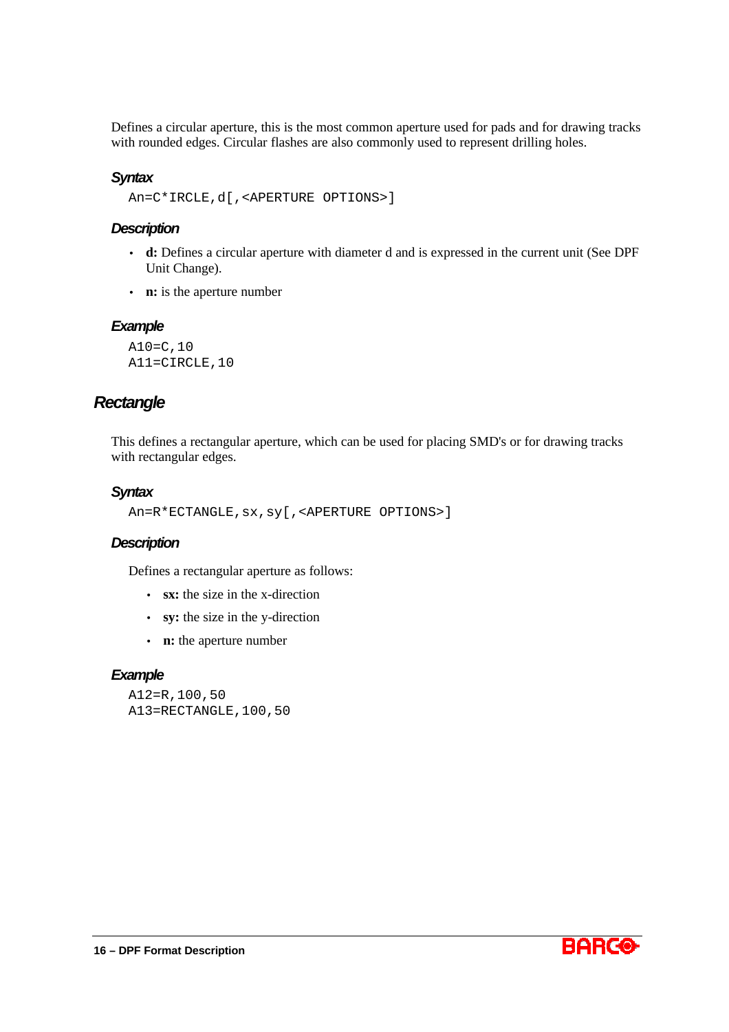Defines a circular aperture, this is the most common aperture used for pads and for drawing tracks with rounded edges. Circular flashes are also commonly used to represent drilling holes.

#### Syntax

```
An=C*IRCLE,d[,<APERTURE OPTIONS>]
```

#### Description

- **d:** Defines a circular aperture with diameter d and is expressed in the current unit (See DPF Unit Change).
- **n:** is the aperture number

#### Example

```
A10=C,10
A11=CIRCLE,10
```

### Rectangle

This defines a rectangular aperture, which can be used for placing SMD's or for drawing tracks with rectangular edges.

#### Syntax

```
An=R*ECTANGLE,sx,sy[,<APERTURE OPTIONS>]
```

#### Description

Defines a rectangular aperture as follows:

- **sx:** the size in the x-direction
- **sy:** the size in the y-direction
- **n:** the aperture number

#### Example

```
A12=R,100,50
A13=RECTANGLE,100,50
```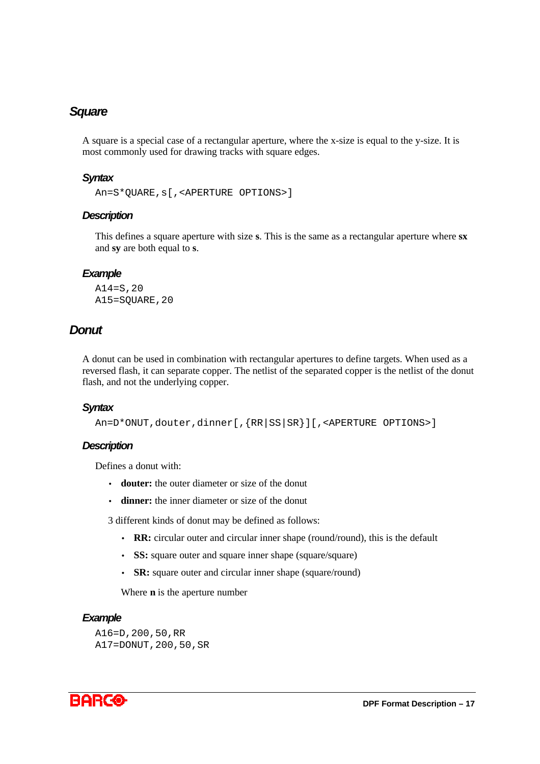## Square

A square is a special case of a rectangular aperture, where the x-size is equal to the y-size. It is most commonly used for drawing tracks with square edges.

### Syntax

```
An=S*QUARE,s[,<APERTURE OPTIONS>]
```

### Description

This defines a square aperture with size **s**. This is the same as a rectangular aperture where **sx** and **sy** are both equal to **s**.

### Example

```
A14=S,20
A15=SQUARE,20
```

## Donut

A donut can be used in combination with rectangular apertures to define targets. When used as a reversed flash, it can separate copper. The netlist of the separated copper is the netlist of the donut flash, and not the underlying copper.

### Syntax

```
An=D*ONUT,douter,dinner[,{RR|SS|SR}][,<APERTURE OPTIONS>]
```

### Description

Defines a donut with:

- **douter:** the outer diameter or size of the donut
- **dinner:** the inner diameter or size of the donut

3 different kinds of donut may be defined as follows:

- **RR:** circular outer and circular inner shape (round/round), this is the default
- **SS:** square outer and square inner shape (square/square)
- **SR:** square outer and circular inner shape (square/round)

Where **n** is the aperture number

### Example

```
A16=D,200,50,RR
A17=DONUT,200,50,SR
```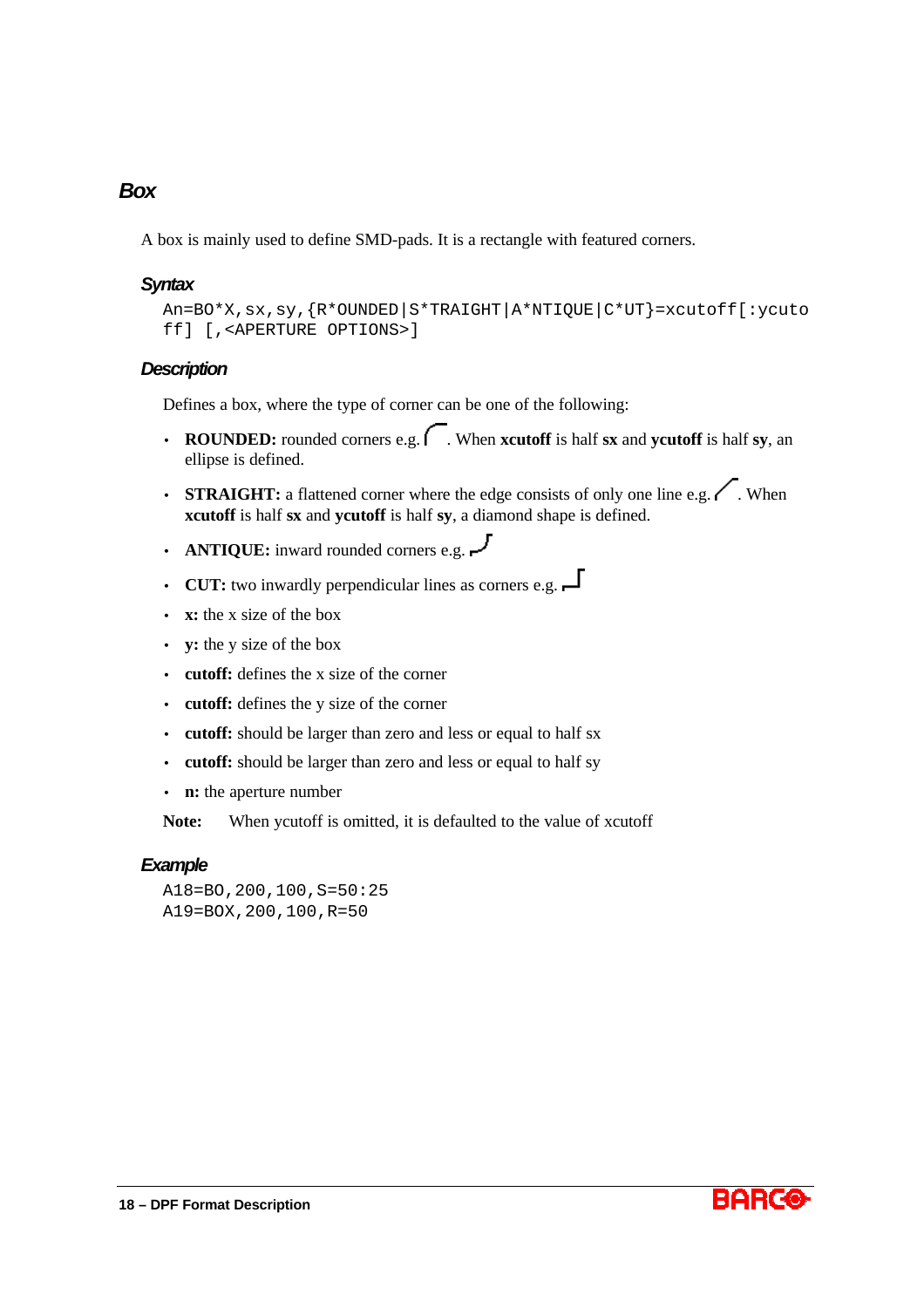## *Box*

A box is mainly used to define SMD-pads. It is a rectangle with featured corners.

### *Syntax*

```
An=BO*X,sx,sy,{R*OUNDED|S*TRAIGHT|A*NTIQUE|C*UT}=xcutoff[:ycuto
ff] [,<APERTURE OPTIONS>]
```

### *Description*

Defines a box, where the type of corner can be one of the following:

- **ROUNDED:** rounded corners e.g. . When **xcutoff** is half **sx** and **ycutoff** is half **sy**, an ellipse is defined.
- **STRAIGHT:** a flattened corner where the edge consists of only one line e.g. . When **xcutoff** is half **sx** and **ycutoff** is half **sy**, a diamond shape is defined.
- **ANTIQUE:** inward rounded corners e.g.
- **CUT:** two inwardly perpendicular lines as corners e.g.
- **x:** the x size of the box
- **y:** the y size of the box
- **cutoff:** defines the x size of the corner
- **cutoff:** defines the y size of the corner
- **cutoff:** should be larger than zero and less or equal to half sx
- **cutoff:** should be larger than zero and less or equal to half sy
- **n:** the aperture number

**Note:** When ycutoff is omitted, it is defaulted to the value of xcutoff

### *Example*

```
A18=BO,200,100,S=50:25
A19=BOX,200,100,R=50
```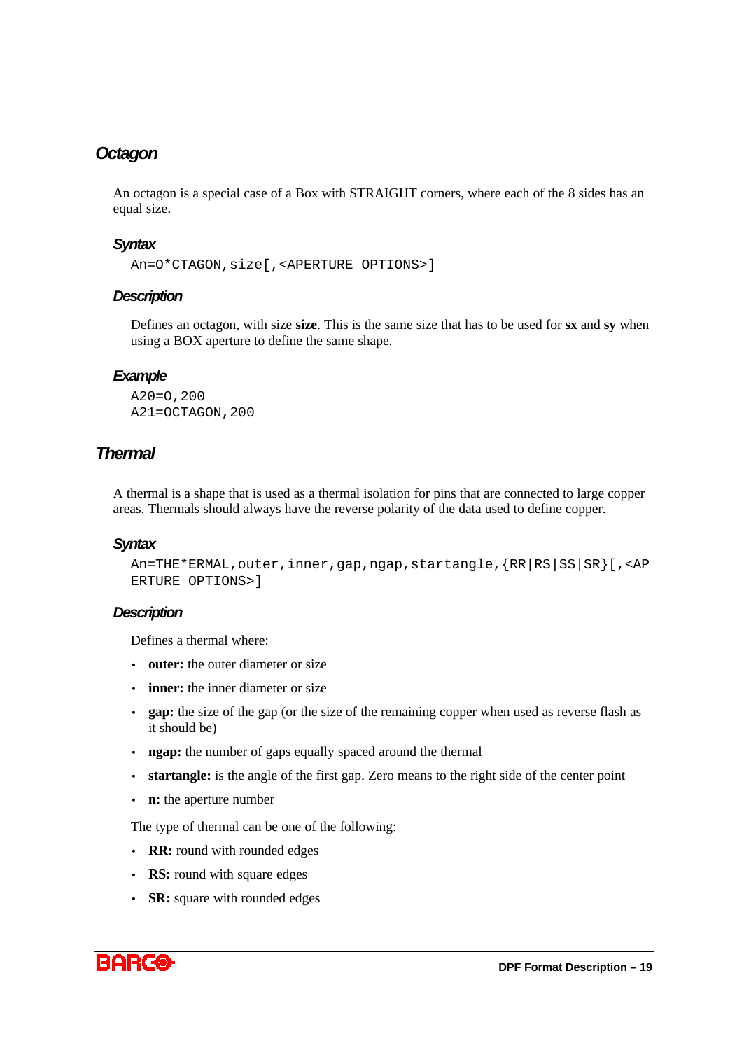## Octagon

An octagon is a special case of a Box with STRAIGHT corners, where each of the 8 sides has an equal size.

### Syntax

```
An=O*CTAGON,size[,<APERTURE OPTIONS>]
```

### Description

Defines an octagon, with size **size**. This is the same size that has to be used for **sx** and **sy** when using a BOX aperture to define the same shape.

### Example

```
A20=O,200
A21=OCTAGON,200
```

## Thermal

A thermal is a shape that is used as a thermal isolation for pins that are connected to large copper areas. Thermals should always have the reverse polarity of the data used to define copper.

### Syntax

```
An=THE*ERMAL,outer,inner,gap,ngap,startangle,{RR|RS|SS|SR}[,<APERTURE OPTIONS>]
```

### Description

Defines a thermal where:

- **outer:** the outer diameter or size
- **inner:** the inner diameter or size
- **gap:** the size of the gap (or the size of the remaining copper when used as reverse flash as it should be)
- **ngap:** the number of gaps equally spaced around the thermal
- **startangle:** is the angle of the first gap. Zero means to the right side of the center point
- **n:** the aperture number

The type of thermal can be one of the following:

- **RR:** round with rounded edges
- **RS:** round with square edges
- **SR:** square with rounded edges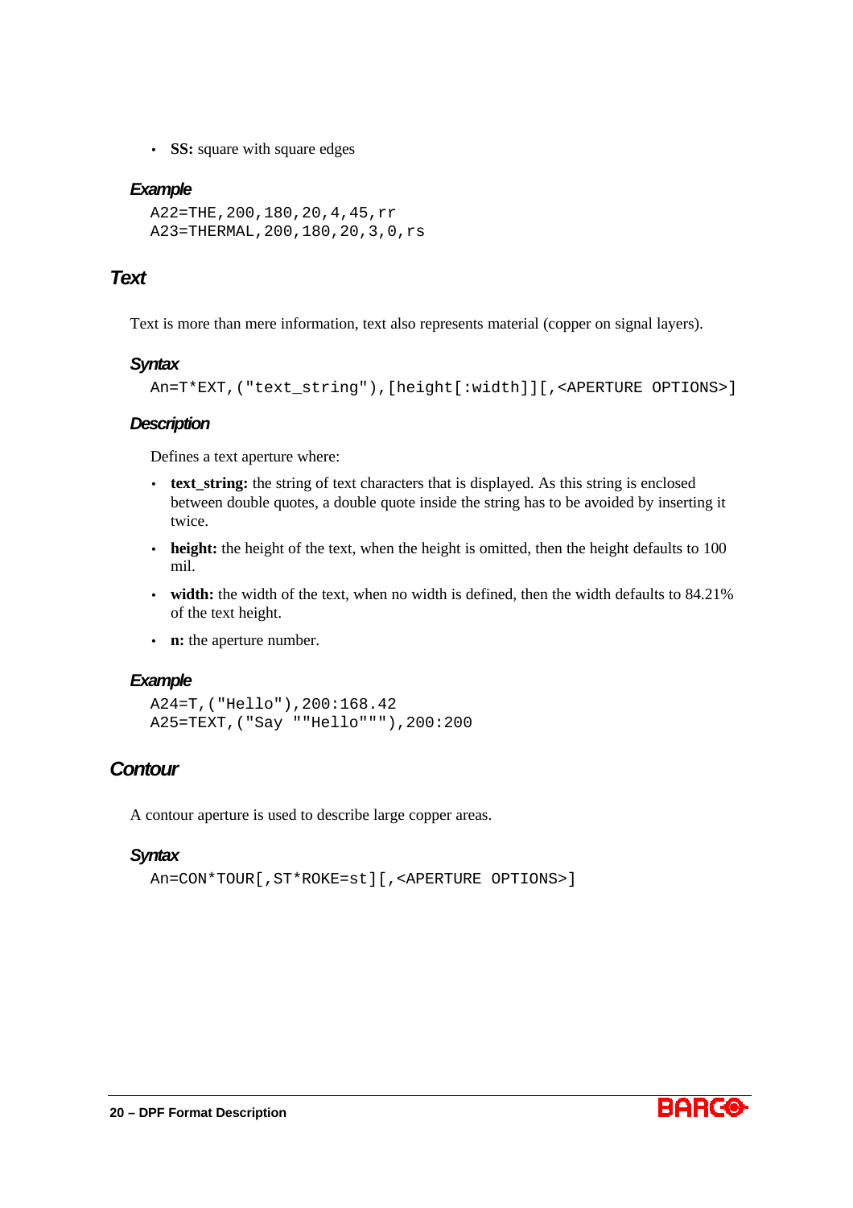- **SS:** square with square edges

### Example

```
A22=THE,200,180,20,4,45,rr
A23=THERMAL,200,180,20,3,0,rs
```

## Text

Text is more than mere information, text also represents material (copper on signal layers).

### Syntax

```
An=T*EXT,("text_string"),[height[:width]][,<APERTURE OPTIONS>]
```

### Description

Defines a text aperture where:

- **text_string:** the string of text characters that is displayed. As this string is enclosed between double quotes, a double quote inside the string has to be avoided by inserting it twice.
- **height:** the height of the text, when the height is omitted, then the height defaults to 100 mil.
- **width:** the width of the text, when no width is defined, then the width defaults to 84.21% of the text height.
- **n:** the aperture number.

### Example

```
A24=T,("Hello"),200:168.42
A25=TEXT,("Say ""Hello"""),200:200
```

## Contour

A contour aperture is used to describe large copper areas.

### Syntax

```
An=CON*TOUR[,ST*ROKE=st][,<APERTURE OPTIONS>]
```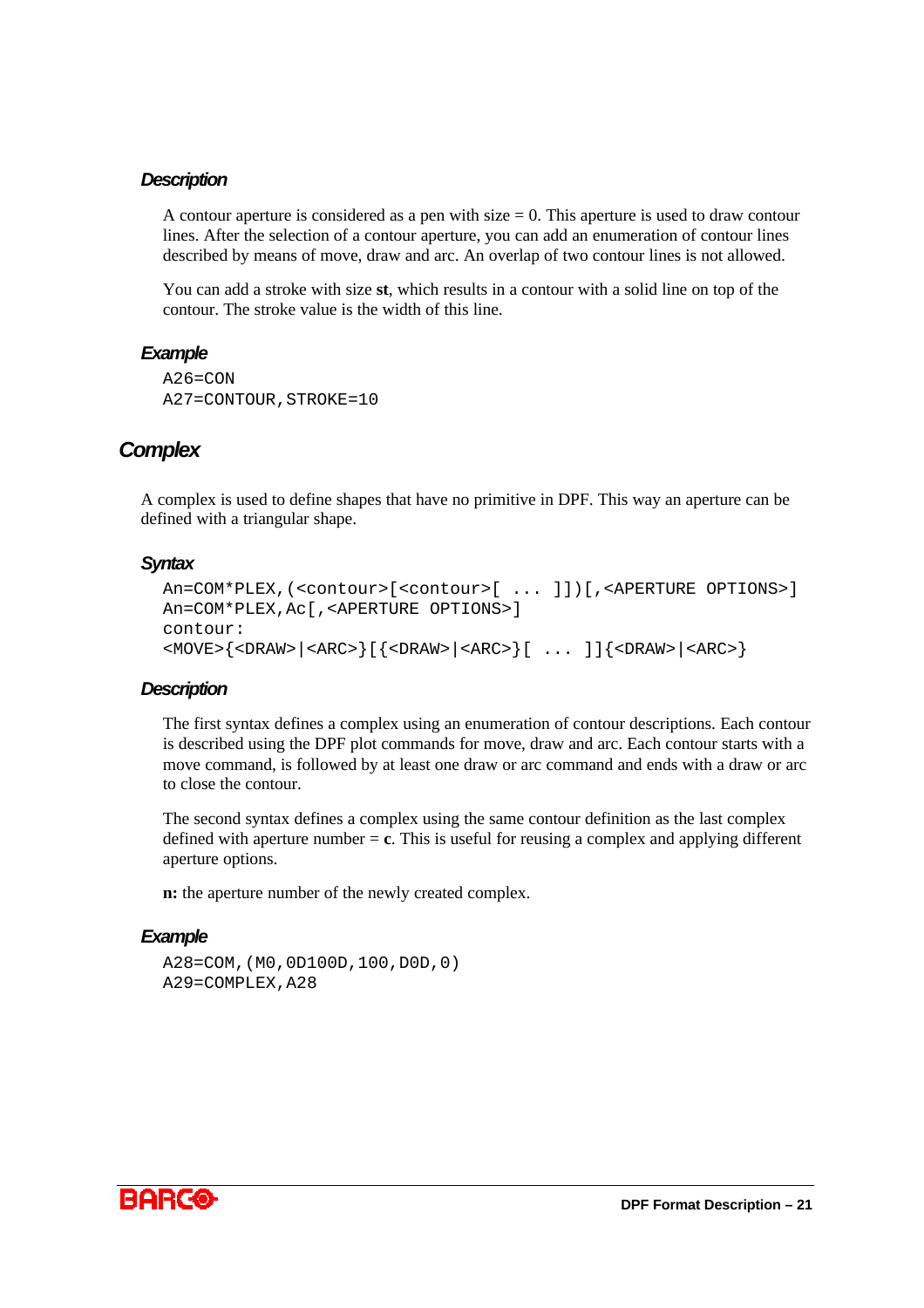#### Description

A contour aperture is considered as a pen with size = 0. This aperture is used to draw contour lines. After the selection of a contour aperture, you can add an enumeration of contour lines described by means of move, draw and arc. An overlap of two contour lines is not allowed.

You can add a stroke with size **st**, which results in a contour with a solid line on top of the contour. The stroke value is the width of this line.

#### Example

```
A26=CON
A27=CONTOUR,STROKE=10
```

### Complex

A complex is used to define shapes that have no primitive in DPF. This way an aperture can be defined with a triangular shape.

#### Syntax

```
An=COM*PLEX,(<contour>[<contour>[ ... ]])[,<APERTURE OPTIONS>]
An=COM*PLEX,Ac[,<APERTURE OPTIONS>]
contour:
<MOVE>{<DRAW>|<ARC>}[{<DRAW>|<ARC>}[ ... ]]{<DRAW>|<ARC>}
```

#### Description

The first syntax defines a complex using an enumeration of contour descriptions. Each contour is described using the DPF plot commands for move, draw and arc. Each contour starts with a move command, is followed by at least one draw or arc command and ends with a draw or arc to close the contour.

The second syntax defines a complex using the same contour definition as the last complex defined with aperture number = **c**. This is useful for reusing a complex and applying different aperture options.

**n:** the aperture number of the newly created complex.

#### Example

```
A28=COM,(M0,0D100D,100,D0D,0)
A29=COMPLEX,A28
```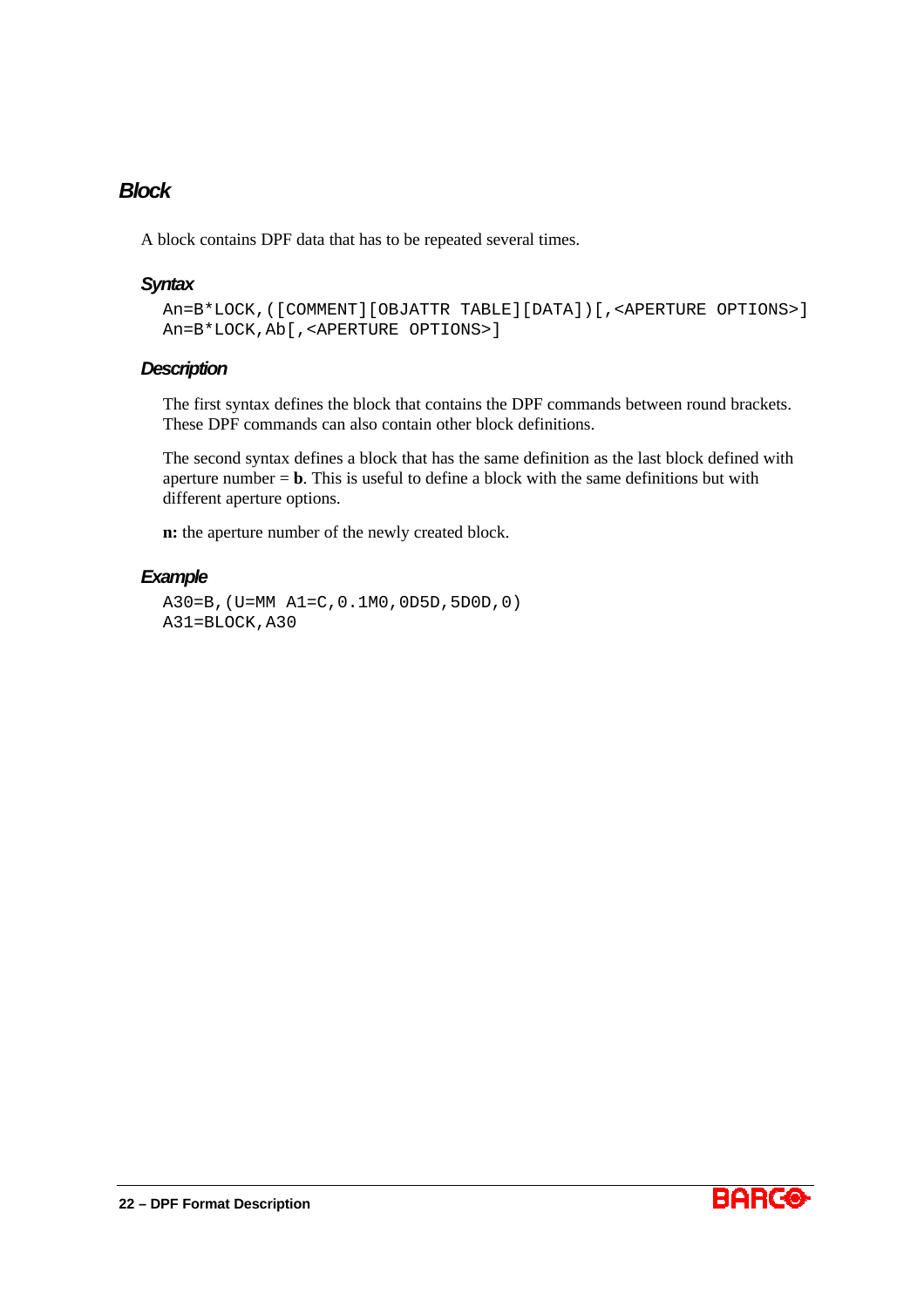## Block

A block contains DPF data that has to be repeated several times.

### Syntax

```
An=B*LOCK,([COMMENT][OBJATTR TABLE][DATA])[,<APERTURE OPTIONS>]
An=B*LOCK,Ab[,<APERTURE OPTIONS>]
```

### Description

The first syntax defines the block that contains the DPF commands between round brackets. These DPF commands can also contain other block definitions.

The second syntax defines a block that has the same definition as the last block defined with aperture number = **b**. This is useful to define a block with the same definitions but with different aperture options.

**n:** the aperture number of the newly created block.

### Example

```
A30=B,(U=MM A1=C,0.1M0,0D5D,5D0D,0)
A31=BLOCK,A30
```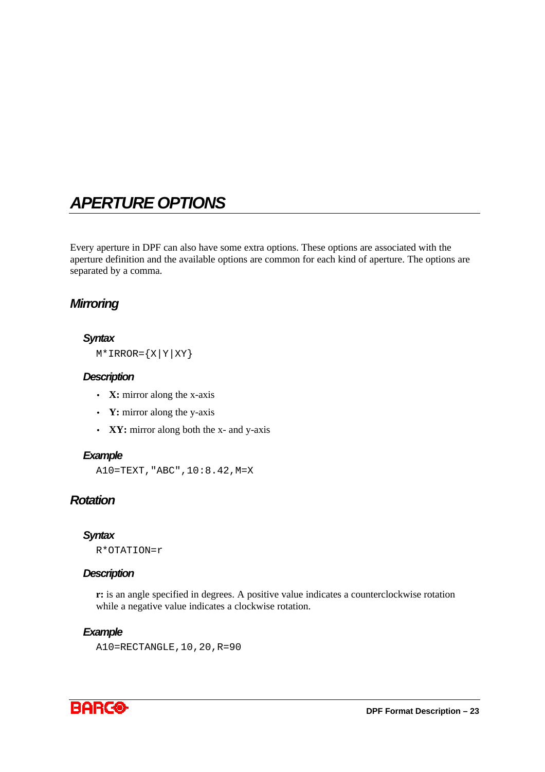# APERTURE OPTIONS

Every aperture in DPF can also have some extra options. These options are associated with the aperture definition and the available options are common for each kind of aperture. The options are separated by a comma.

## Mirroring

### Syntax

```
M*IRROR={X|Y|XY}
```

### Description

- **X:** mirror along the x-axis
- **Y:** mirror along the y-axis
- **XY:** mirror along both the x- and y-axis

### Example

```
A10=TEXT,"ABC",10:8.42,M=X
```

## Rotation

### Syntax

```
R*OTATION=r
```

### Description

**r:** is an angle specified in degrees. A positive value indicates a counterclockwise rotation while a negative value indicates a clockwise rotation.

### Example

```
A10=RECTANGLE,10,20,R=90
```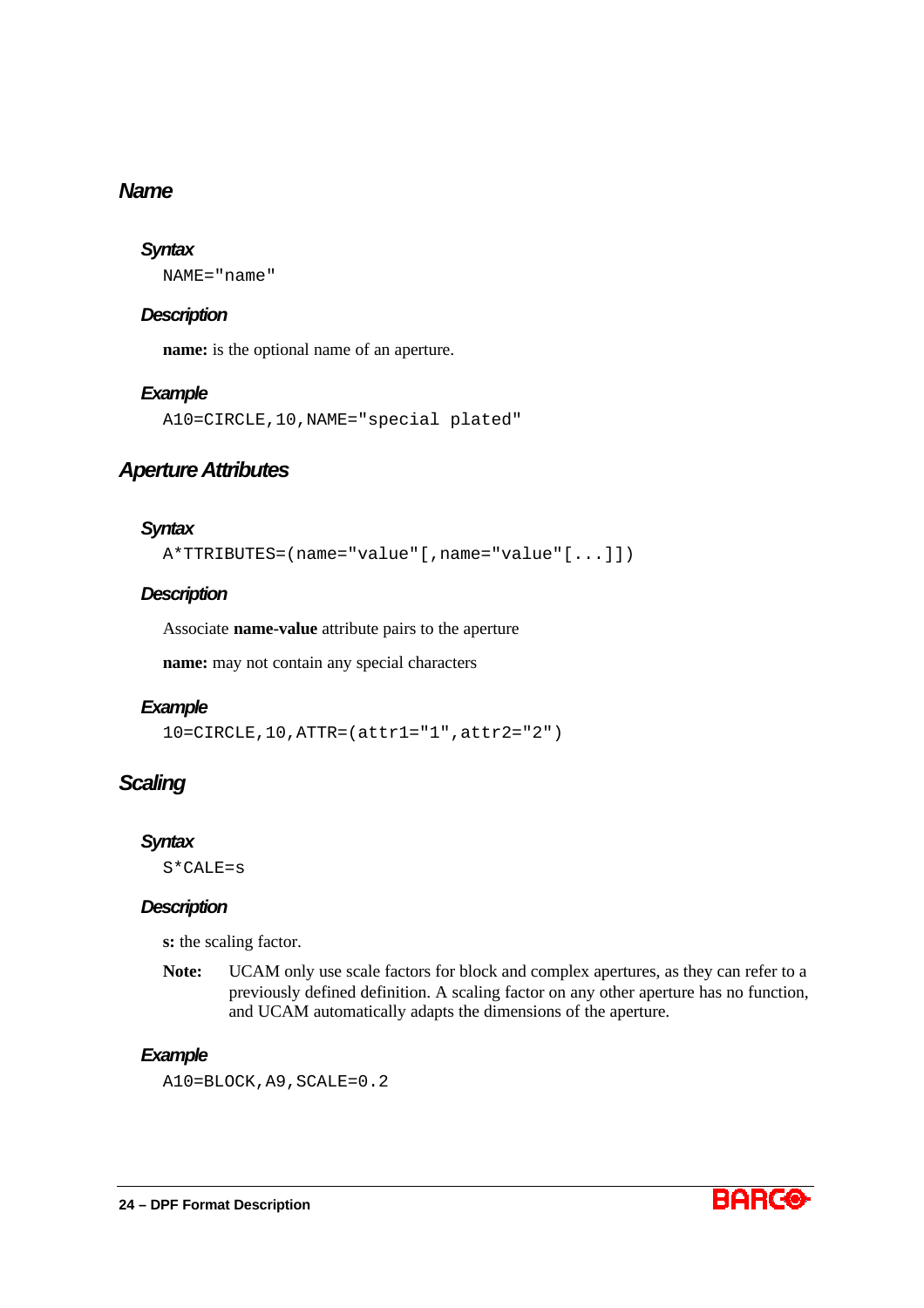## Name

### Syntax

```
NAME="name"
```

### Description

**name:** is the optional name of an aperture.

### Example

```
A10=CIRCLE,10,NAME="special plated"
```

## Aperture Attributes

### Syntax

```
A*TTRIBUTES=(name="value"[,name="value"[...]])
```

### Description

Associate **name-value** attribute pairs to the aperture

**name:** may not contain any special characters

### Example

```
10=CIRCLE,10,ATTR=(attr1="1",attr2="2")
```

## Scaling

### Syntax

```
S*CALE=s
```

### Description

**s:** the scaling factor.

**Note:** UCAM only use scale factors for block and complex apertures, as they can refer to a previously defined definition. A scaling factor on any other aperture has no function, and UCAM automatically adapts the dimensions of the aperture.

### Example

```
A10=BLOCK,A9,SCALE=0.2
```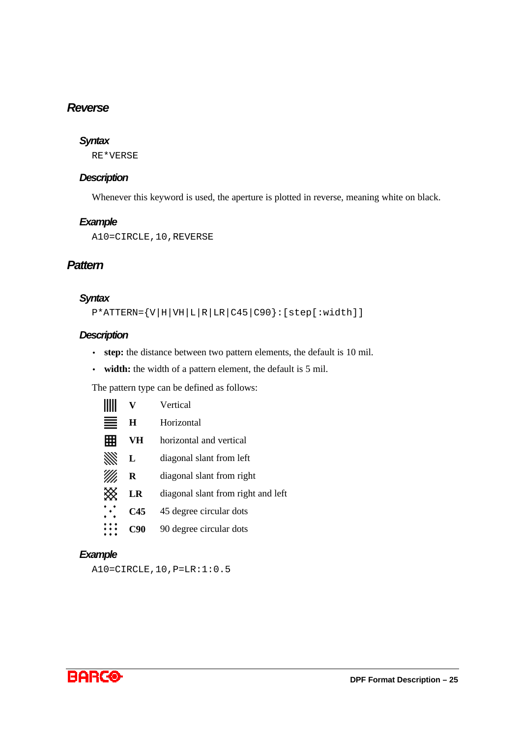## Reverse

### Syntax

```
RE*VERSE
```

### Description

Whenever this keyword is used, the aperture is plotted in reverse, meaning white on black.

### Example

```
A10=CIRCLE,10,REVERSE
```

## Pattern

### Syntax

```
P*ATTERN={V|H|VH|L|R|LR|C45|C90}:[step[:width]]
```

### Description

- **step:** the distance between two pattern elements, the default is 10 mil.
- **width:** the width of a pattern element, the default is 5 mil.

The pattern type can be defined as follows:

| | | |
|---|---|---|
| ‖‖‖ | **V** | Vertical |
| ≡ | **H** | Horizontal |
| ⊞ | **VH** | horizontal and vertical |
| ⧹⧹ | **L** | diagonal slant from left |
| ⧸⧸ | **R** | diagonal slant from right |
| ⨯⨯ | **LR** | diagonal slant from right and left |
| ⁘ | **C45** | 45 degree circular dots |
| ⁙ | **C90** | 90 degree circular dots |

### Example

```
A10=CIRCLE,10,P=LR:1:0.5
```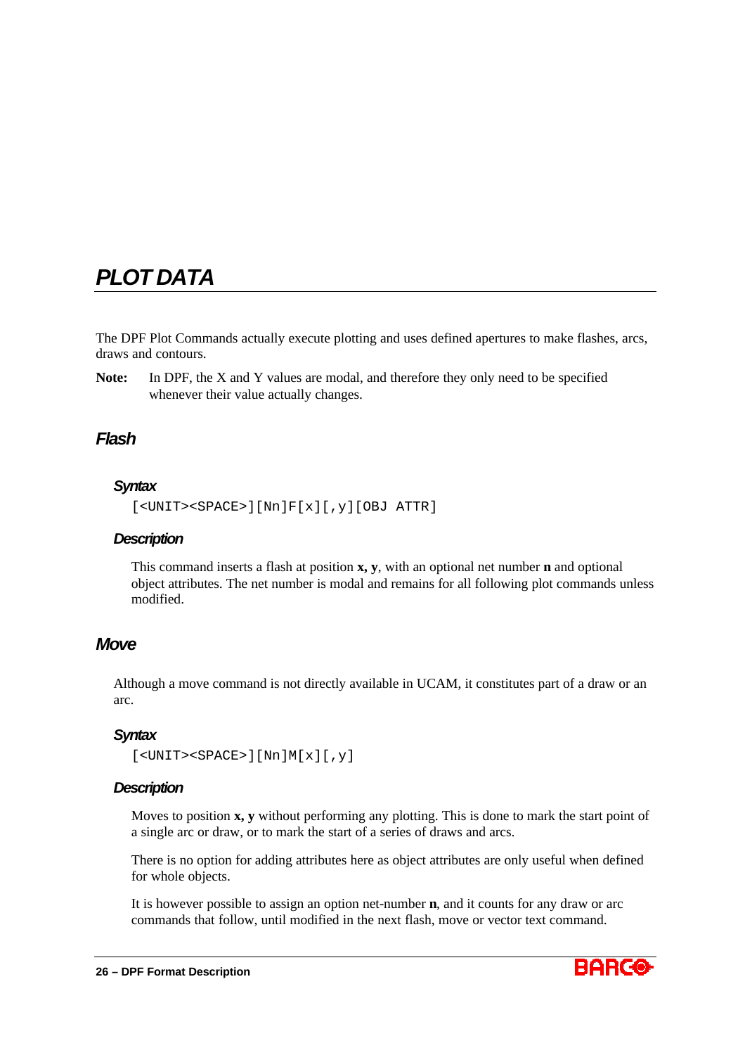# *PLOT DATA*

The DPF Plot Commands actually execute plotting and uses defined apertures to make flashes, arcs, draws and contours.

**Note:** In DPF, the X and Y values are modal, and therefore they only need to be specified whenever their value actually changes.

## *Flash*

### *Syntax*

```
[<UNIT><SPACE>][Nn]F[x][,y][OBJ ATTR]
```

### *Description*

This command inserts a flash at position **x, y**, with an optional net number **n** and optional object attributes. The net number is modal and remains for all following plot commands unless modified.

## *Move*

Although a move command is not directly available in UCAM, it constitutes part of a draw or an arc.

### *Syntax*

```
[<UNIT><SPACE>][Nn]M[x][,y]
```

### *Description*

Moves to position **x, y** without performing any plotting. This is done to mark the start point of a single arc or draw, or to mark the start of a series of draws and arcs.

There is no option for adding attributes here as object attributes are only useful when defined for whole objects.

It is however possible to assign an option net-number **n**, and it counts for any draw or arc commands that follow, until modified in the next flash, move or vector text command.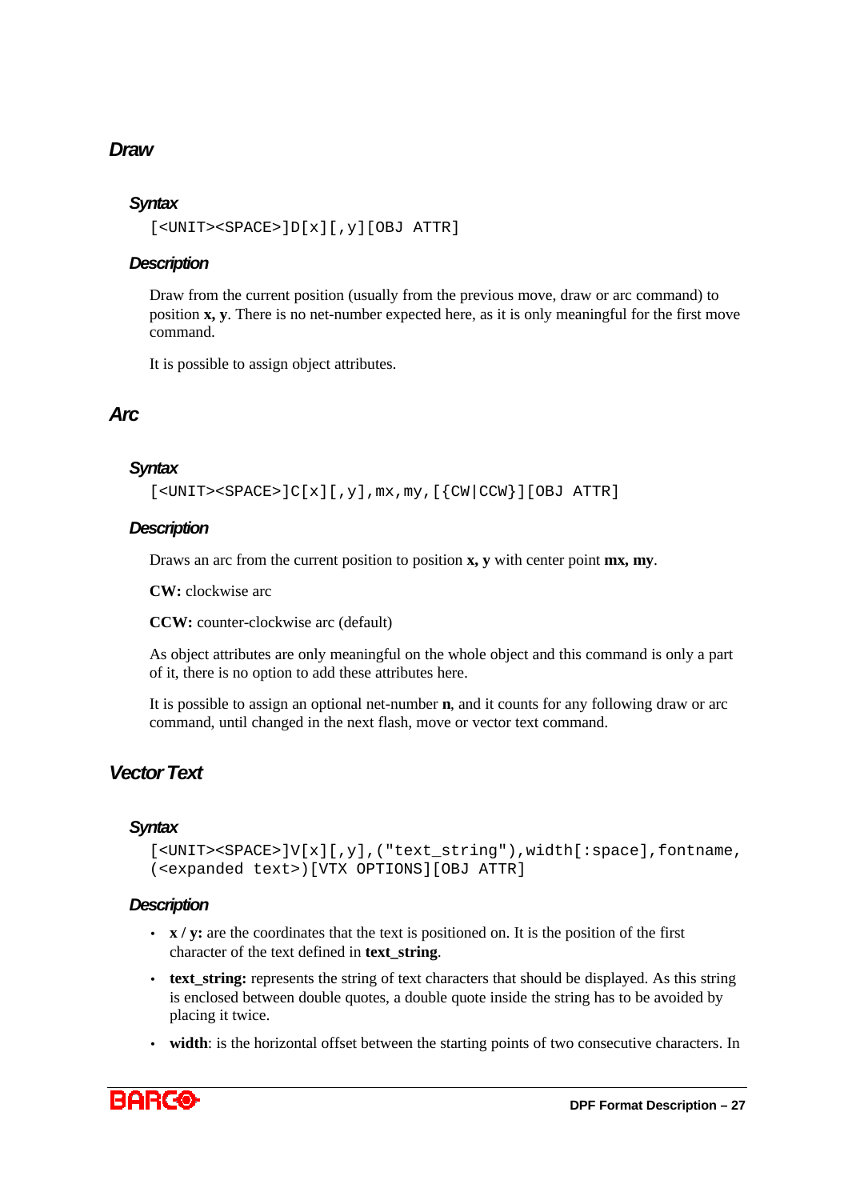## Draw

### Syntax

```
[<UNIT><SPACE>]D[x][,y][OBJ ATTR]
```

### Description

Draw from the current position (usually from the previous move, draw or arc command) to position **x, y**. There is no net-number expected here, as it is only meaningful for the first move command.

It is possible to assign object attributes.

## Arc

### Syntax

```
[<UNIT><SPACE>]C[x][,y],mx,my,[{CW|CCW}][OBJ ATTR]
```

### Description

Draws an arc from the current position to position **x, y** with center point **mx, my**.

**CW:** clockwise arc

**CCW:** counter-clockwise arc (default)

As object attributes are only meaningful on the whole object and this command is only a part of it, there is no option to add these attributes here.

It is possible to assign an optional net-number **n**, and it counts for any following draw or arc command, until changed in the next flash, move or vector text command.

## Vector Text

### Syntax

```
[<UNIT><SPACE>]V[x][,y],("text_string"),width[:space],fontname,
(<expanded text>)[VTX OPTIONS][OBJ ATTR]
```

### Description

- **x / y:** are the coordinates that the text is positioned on. It is the position of the first character of the text defined in **text_string**.
- **text_string:** represents the string of text characters that should be displayed. As this string is enclosed between double quotes, a double quote inside the string has to be avoided by placing it twice.
- **width**: is the horizontal offset between the starting points of two consecutive characters. In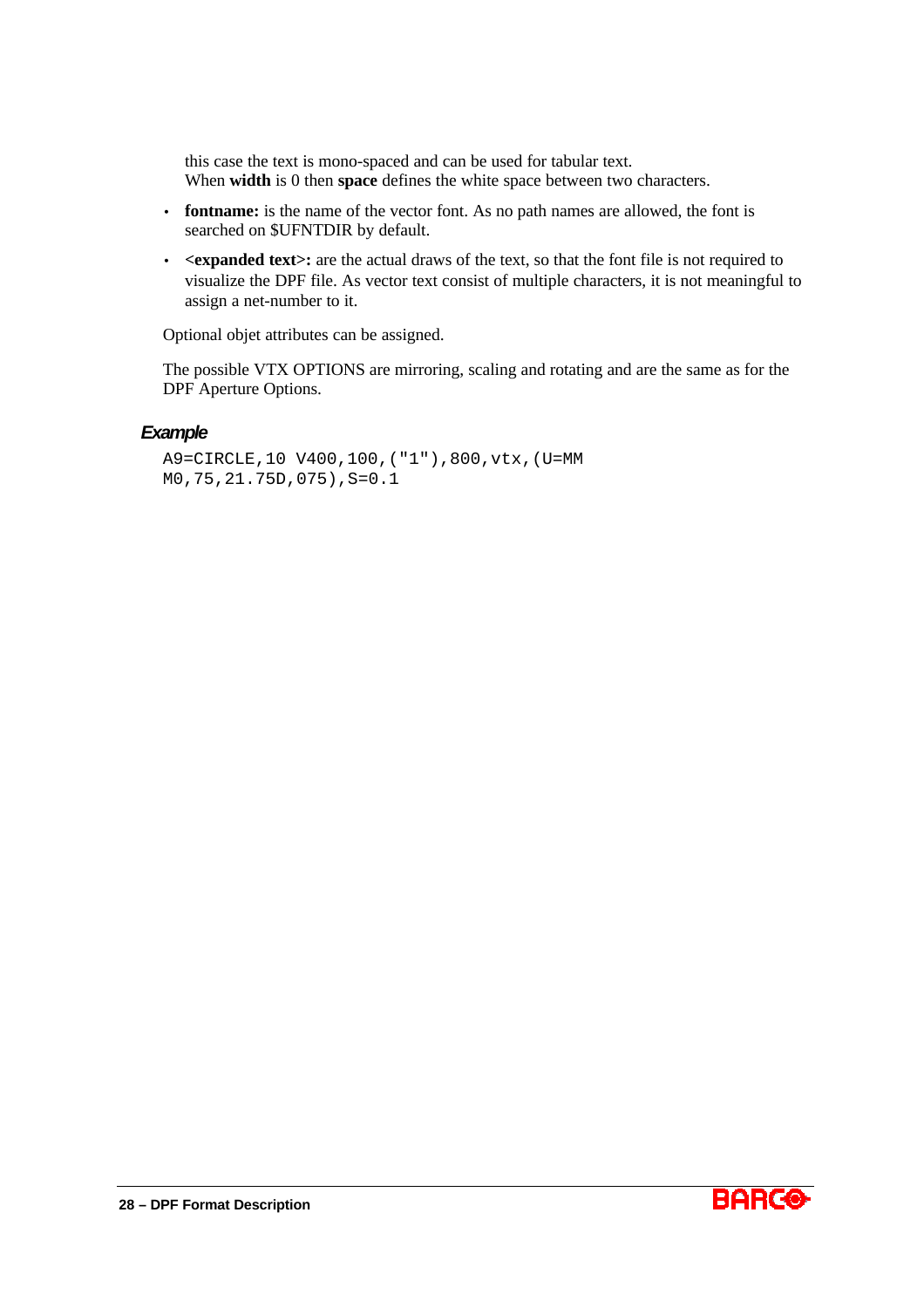this case the text is mono-spaced and can be used for tabular text.
When **width** is 0 then **space** defines the white space between two characters.

- **fontname:** is the name of the vector font. As no path names are allowed, the font is searched on $UFNTDIR by default.
- **<expanded text>:** are the actual draws of the text, so that the font file is not required to visualize the DPF file. As vector text consist of multiple characters, it is not meaningful to assign a net-number to it.

Optional objet attributes can be assigned.

The possible VTX OPTIONS are mirroring, scaling and rotating and are the same as for the DPF Aperture Options.

### *Example*

```
A9=CIRCLE,10 V400,100,("1"),800,vtx,(U=MM
M0,75,21.75D,075),S=0.1
```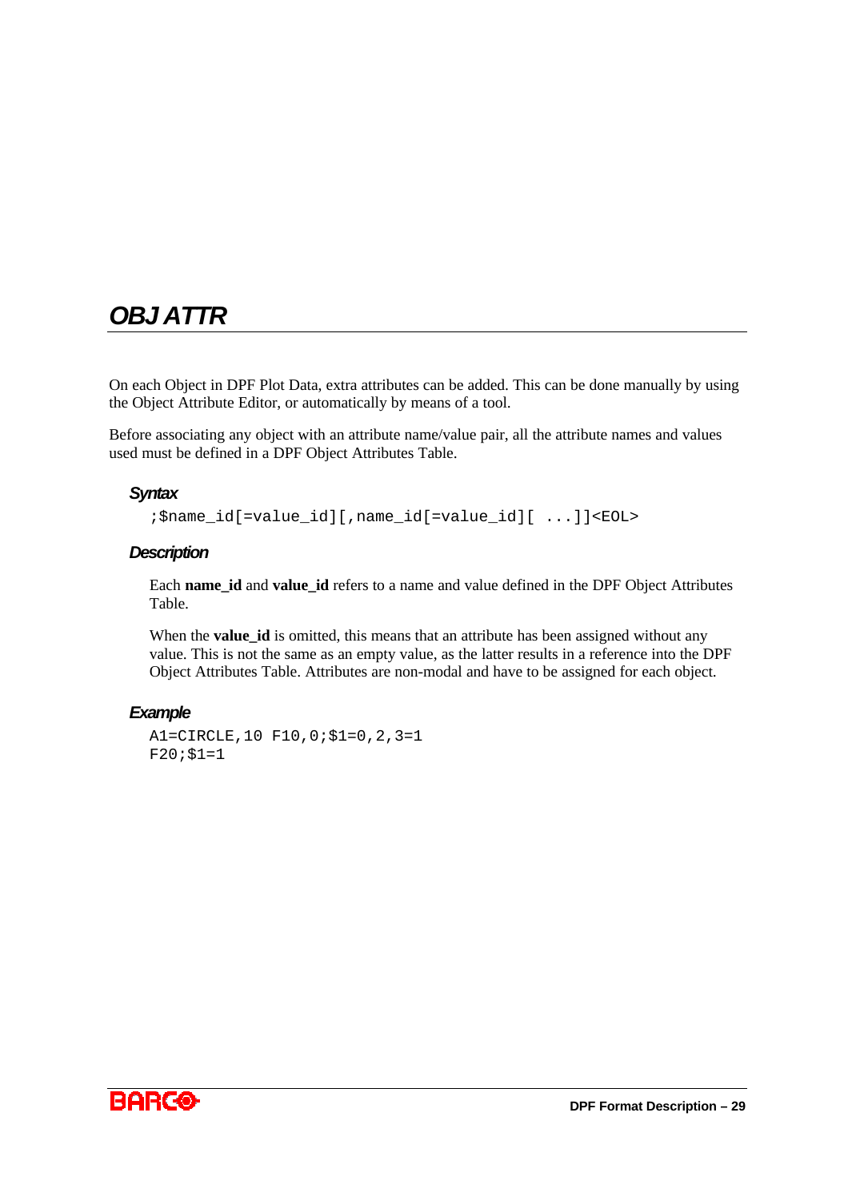# OBJ ATTR

On each Object in DPF Plot Data, extra attributes can be added. This can be done manually by using the Object Attribute Editor, or automatically by means of a tool.

Before associating any object with an attribute name/value pair, all the attribute names and values used must be defined in a DPF Object Attributes Table.

### Syntax

```
;$name_id[=value_id][,name_id[=value_id][ ...]]<EOL>
```

### Description

Each **name_id** and **value_id** refers to a name and value defined in the DPF Object Attributes Table.

When the **value_id** is omitted, this means that an attribute has been assigned without any value. This is not the same as an empty value, as the latter results in a reference into the DPF Object Attributes Table. Attributes are non-modal and have to be assigned for each object.

### Example

```
A1=CIRCLE,10 F10,0;$1=0,2,3=1
F20;$1=1
```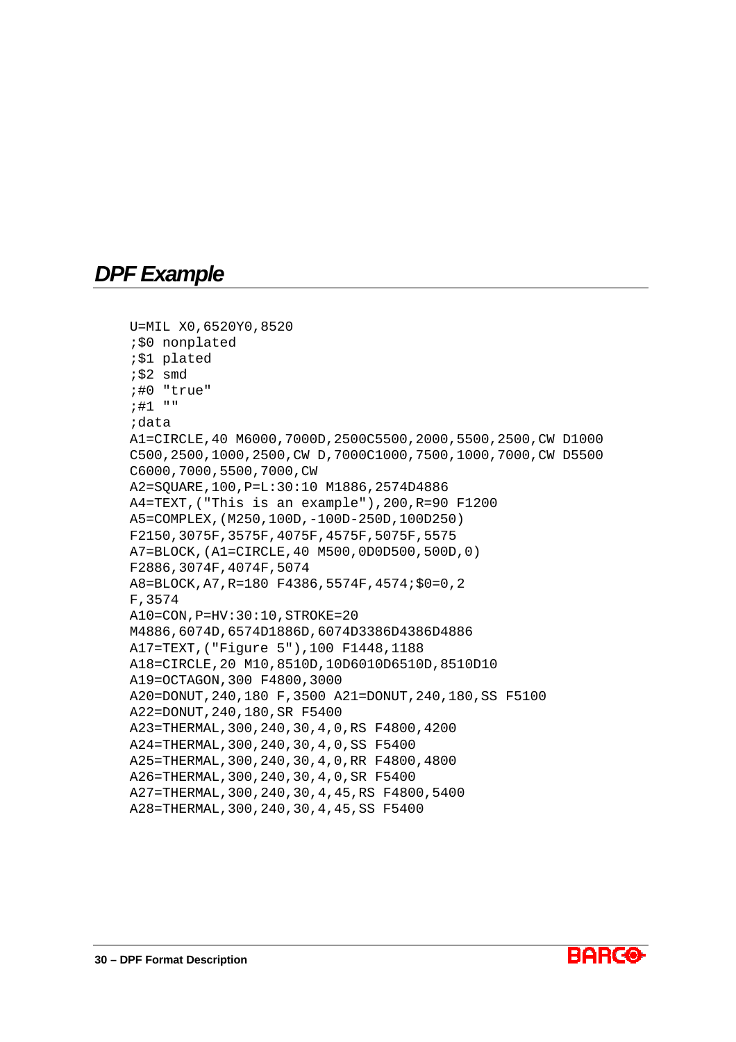# DPF Example

```
U=MIL X0,6520Y0,8520
;$0 nonplated
;$1 plated
;$2 smd
;#0 "true"
;#1 ""
;data
A1=CIRCLE,40 M6000,7000D,2500C5500,2000,5500,2500,CW D1000
C500,2500,1000,2500,CW D,7000C1000,7500,1000,7000,CW D5500
C6000,7000,5500,7000,CW
A2=SQUARE,100,P=L:30:10 M1886,2574D4886
A4=TEXT,("This is an example"),200,R=90 F1200
A5=COMPLEX,(M250,100D,-100D-250D,100D250)
F2150,3075F,3575F,4075F,4575F,5075F,5575
A7=BLOCK,(A1=CIRCLE,40 M500,0D0D500,500D,0)
F2886,3074F,4074F,5074
A8=BLOCK,A7,R=180 F4386,5574F,4574;$0=0,2
F,3574
A10=CON,P=HV:30:10,STROKE=20
M4886,6074D,6574D1886D,6074D3386D4386D4886
A17=TEXT,("Figure 5"),100 F1448,1188
A18=CIRCLE,20 M10,8510D,10D6010D6510D,8510D10
A19=OCTAGON,300 F4800,3000
A20=DONUT,240,180 F,3500 A21=DONUT,240,180,SS F5100
A22=DONUT,240,180,SR F5400
A23=THERMAL,300,240,30,4,0,RS F4800,4200
A24=THERMAL,300,240,30,4,0,SS F5400
A25=THERMAL,300,240,30,4,0,RR F4800,4800
A26=THERMAL,300,240,30,4,0,SR F5400
A27=THERMAL,300,240,30,4,45,RS F4800,5400
A28=THERMAL,300,240,30,4,45,SS F5400
```